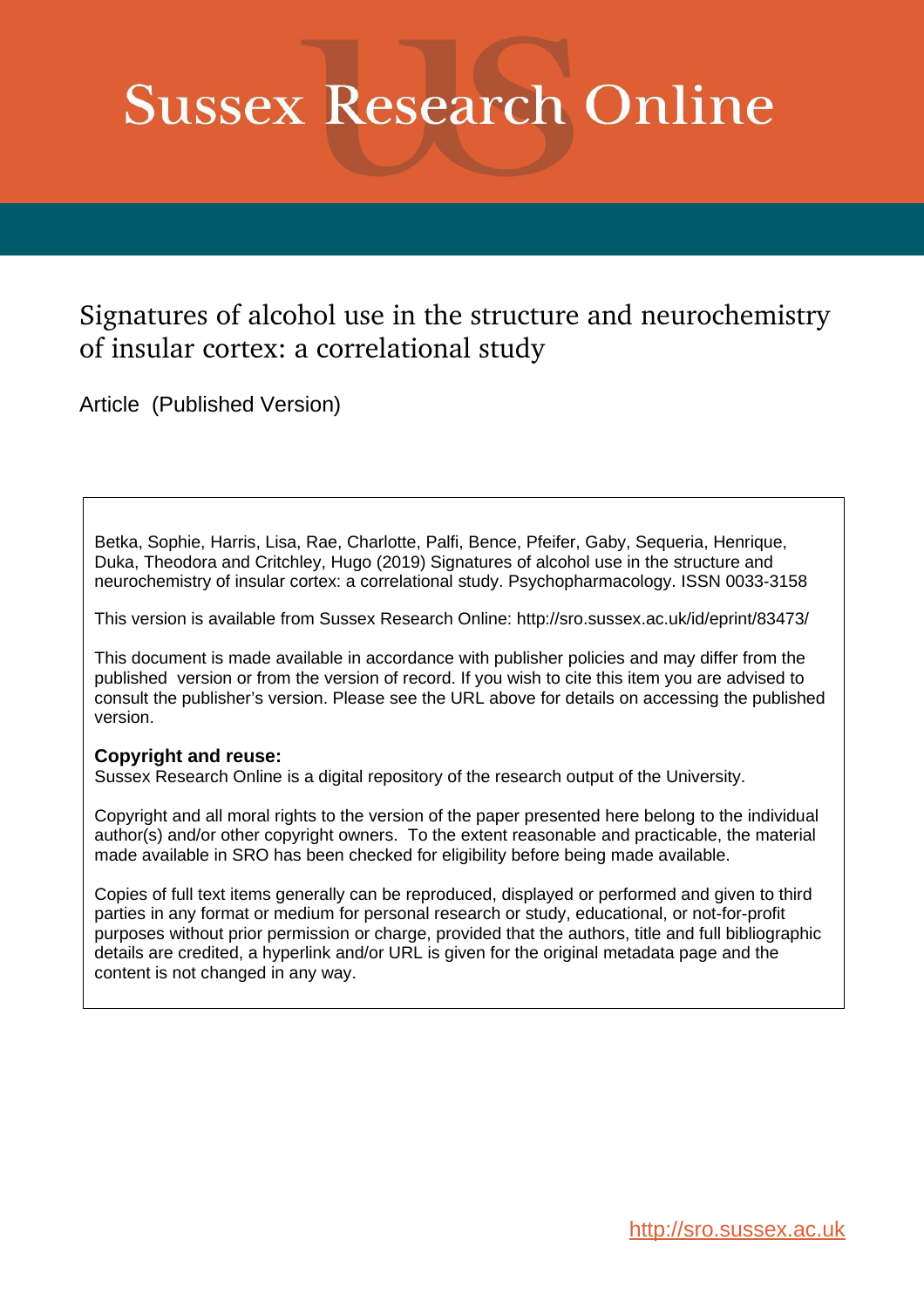# Sussex Research Online

## Signatures of alcohol use in the structure and neurochemistry of insular cortex: a correlational study

Article (Published Version)

Betka, Sophie, Harris, Lisa, Rae, Charlotte, Palfi, Bence, Pfeifer, Gaby, Sequeria, Henrique, Duka, Theodora and Critchley, Hugo (2019) Signatures of alcohol use in the structure and neurochemistry of insular cortex: a correlational study. Psychopharmacology. ISSN 0033-3158

This version is available from Sussex Research Online: http://sro.sussex.ac.uk/id/eprint/83473/

This document is made available in accordance with publisher policies and may differ from the published version or from the version of record. If you wish to cite this item you are advised to consult the publisher's version. Please see the URL above for details on accessing the published version.

**Copyright and reuse:**
Sussex Research Online is a digital repository of the research output of the University.

Copyright and all moral rights to the version of the paper presented here belong to the individual author(s) and/or other copyright owners. To the extent reasonable and practicable, the material made available in SRO has been checked for eligibility before being made available.

Copies of full text items generally can be reproduced, displayed or performed and given to third parties in any format or medium for personal research or study, educational, or not-for-profit purposes without prior permission or charge, provided that the authors, title and full bibliographic details are credited, a hyperlink and/or URL is given for the original metadata page and the content is not changed in any way.

http://sro.sussex.ac.uk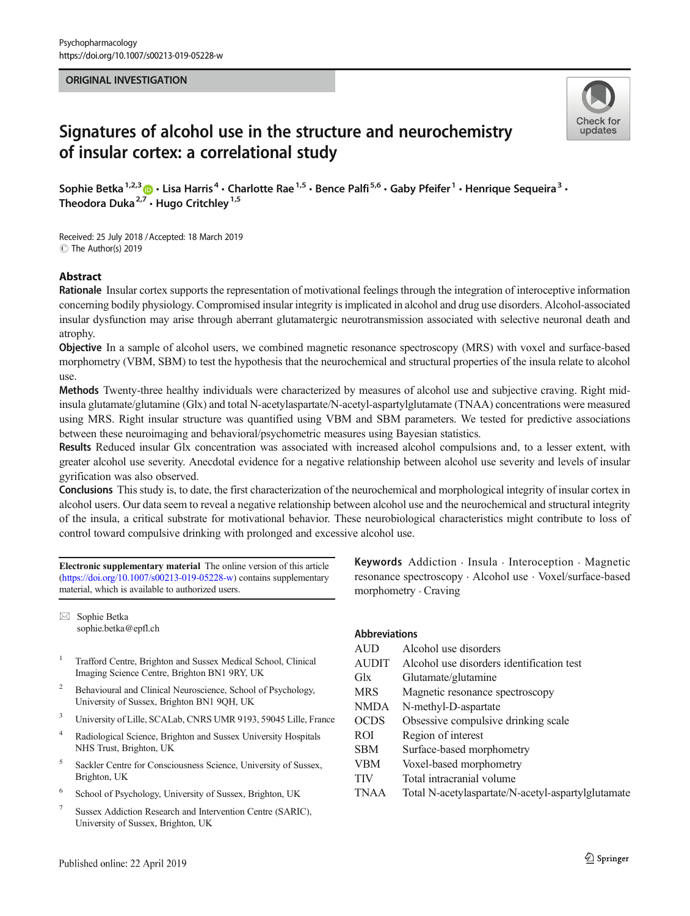ORIGINAL INVESTIGATION

# Signatures of alcohol use in the structure and neurochemistry of insular cortex: a correlational study

**Sophie Betka**[1,2,3] · **Lisa Harris**[4] · **Charlotte Rae**[1,5] · **Bence Palfi**[5,6] · **Gaby Pfeifer**[1] · **Henrique Sequeira**[3] · **Theodora Duka**[2,7] · **Hugo Critchley**[1,5]

Received: 25 July 2018 / Accepted: 18 March 2019
© The Author(s) 2019

## Abstract

**Rationale** Insular cortex supports the representation of motivational feelings through the integration of interoceptive information concerning bodily physiology. Compromised insular integrity is implicated in alcohol and drug use disorders. Alcohol-associated insular dysfunction may arise through aberrant glutamatergic neurotransmission associated with selective neuronal death and atrophy.

**Objective** In a sample of alcohol users, we combined magnetic resonance spectroscopy (MRS) with voxel and surface-based morphometry (VBM, SBM) to test the hypothesis that the neurochemical and structural properties of the insula relate to alcohol use.

**Methods** Twenty-three healthy individuals were characterized by measures of alcohol use and subjective craving. Right mid-insula glutamate/glutamine (Glx) and total N-acetylaspartate/N-acetyl-aspartylglutamate (TNAA) concentrations were measured using MRS. Right insular structure was quantified using VBM and SBM parameters. We tested for predictive associations between these neuroimaging and behavioral/psychometric measures using Bayesian statistics.

**Results** Reduced insular Glx concentration was associated with increased alcohol compulsions and, to a lesser extent, with greater alcohol use severity. Anecdotal evidence for a negative relationship between alcohol use severity and levels of insular gyrification was also observed.

**Conclusions** This study is, to date, the first characterization of the neurochemical and morphological integrity of insular cortex in alcohol users. Our data seem to reveal a negative relationship between alcohol use and the neurochemical and structural integrity of the insula, a critical substrate for motivational behavior. These neurobiological characteristics might contribute to loss of control toward compulsive drinking with prolonged and excessive alcohol use.

**Keywords** Addiction · Insula · Interoception · Magnetic resonance spectroscopy · Alcohol use · Voxel/surface-based morphometry · Craving

## Abbreviations

| | |
|---|---|
| AUD | Alcohol use disorders |
| AUDIT | Alcohol use disorders identification test |
| Glx | Glutamate/glutamine |
| MRS | Magnetic resonance spectroscopy |
| NMDA | N-methyl-D-aspartate |
| OCDS | Obsessive compulsive drinking scale |
| ROI | Region of interest |
| SBM | Surface-based morphometry |
| VBM | Voxel-based morphometry |
| TIV | Total intracranial volume |
| TNAA | Total N-acetylaspartate/N-acetyl-aspartylglutamate |

**Electronic supplementary material** The online version of this article (https://doi.org/10.1007/s00213-019-05228-w) contains supplementary material, which is available to authorized users.

✉ Sophie Betka
sophie.betka@epfl.ch

1 Trafford Centre, Brighton and Sussex Medical School, Clinical Imaging Science Centre, Brighton BN1 9RY, UK

2 Behavioural and Clinical Neuroscience, School of Psychology, University of Sussex, Brighton BN1 9QH, UK

3 University of Lille, SCALab, CNRS UMR 9193, 59045 Lille, France

4 Radiological Science, Brighton and Sussex University Hospitals NHS Trust, Brighton, UK

5 Sackler Centre for Consciousness Science, University of Sussex, Brighton, UK

6 School of Psychology, University of Sussex, Brighton, UK

7 Sussex Addiction Research and Intervention Centre (SARIC), University of Sussex, Brighton, UK

Published online: 22 April 2019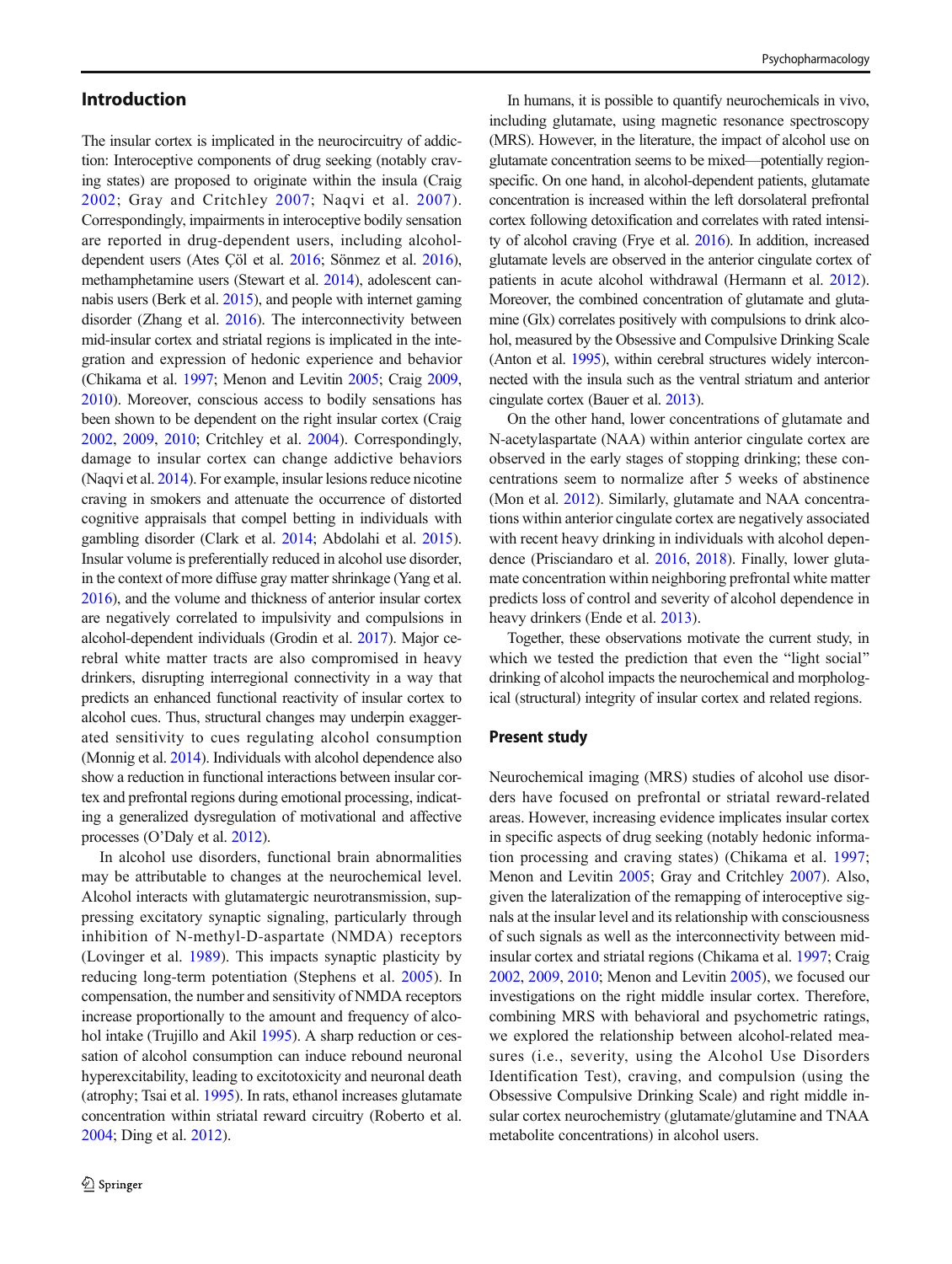## Introduction

The insular cortex is implicated in the neurocircuitry of addiction: Interoceptive components of drug seeking (notably craving states) are proposed to originate within the insula (Craig 2002; Gray and Critchley 2007; Naqvi et al. 2007). Correspondingly, impairments in interoceptive bodily sensation are reported in drug-dependent users, including alcohol-dependent users (Ates Çöl et al. 2016; Sönmez et al. 2016), methamphetamine users (Stewart et al. 2014), adolescent cannabis users (Berk et al. 2015), and people with internet gaming disorder (Zhang et al. 2016). The interconnectivity between mid-insular cortex and striatal regions is implicated in the integration and expression of hedonic experience and behavior (Chikama et al. 1997; Menon and Levitin 2005; Craig 2009, 2010). Moreover, conscious access to bodily sensations has been shown to be dependent on the right insular cortex (Craig 2002, 2009, 2010; Critchley et al. 2004). Correspondingly, damage to insular cortex can change addictive behaviors (Naqvi et al. 2014). For example, insular lesions reduce nicotine craving in smokers and attenuate the occurrence of distorted cognitive appraisals that compel betting in individuals with gambling disorder (Clark et al. 2014; Abdolahi et al. 2015). Insular volume is preferentially reduced in alcohol use disorder, in the context of more diffuse gray matter shrinkage (Yang et al. 2016), and the volume and thickness of anterior insular cortex are negatively correlated to impulsivity and compulsions in alcohol-dependent individuals (Grodin et al. 2017). Major cerebral white matter tracts are also compromised in heavy drinkers, disrupting interregional connectivity in a way that predicts an enhanced functional reactivity of insular cortex to alcohol cues. Thus, structural changes may underpin exaggerated sensitivity to cues regulating alcohol consumption (Monnig et al. 2014). Individuals with alcohol dependence also show a reduction in functional interactions between insular cortex and prefrontal regions during emotional processing, indicating a generalized dysregulation of motivational and affective processes (O'Daly et al. 2012).

In alcohol use disorders, functional brain abnormalities may be attributable to changes at the neurochemical level. Alcohol interacts with glutamatergic neurotransmission, suppressing excitatory synaptic signaling, particularly through inhibition of N-methyl-D-aspartate (NMDA) receptors (Lovinger et al. 1989). This impacts synaptic plasticity by reducing long-term potentiation (Stephens et al. 2005). In compensation, the number and sensitivity of NMDA receptors increase proportionally to the amount and frequency of alcohol intake (Trujillo and Akil 1995). A sharp reduction or cessation of alcohol consumption can induce rebound neuronal hyperexcitability, leading to excitotoxicity and neuronal death (atrophy; Tsai et al. 1995). In rats, ethanol increases glutamate concentration within striatal reward circuitry (Roberto et al. 2004; Ding et al. 2012).

In humans, it is possible to quantify neurochemicals in vivo, including glutamate, using magnetic resonance spectroscopy (MRS). However, in the literature, the impact of alcohol use on glutamate concentration seems to be mixed—potentially region-specific. On one hand, in alcohol-dependent patients, glutamate concentration is increased within the left dorsolateral prefrontal cortex following detoxification and correlates with rated intensity of alcohol craving (Frye et al. 2016). In addition, increased glutamate levels are observed in the anterior cingulate cortex of patients in acute alcohol withdrawal (Hermann et al. 2012). Moreover, the combined concentration of glutamate and glutamine (Glx) correlates positively with compulsions to drink alcohol, measured by the Obsessive and Compulsive Drinking Scale (Anton et al. 1995), within cerebral structures widely interconnected with the insula such as the ventral striatum and anterior cingulate cortex (Bauer et al. 2013).

On the other hand, lower concentrations of glutamate and N-acetylaspartate (NAA) within anterior cingulate cortex are observed in the early stages of stopping drinking; these concentrations seem to normalize after 5 weeks of abstinence (Mon et al. 2012). Similarly, glutamate and NAA concentrations within anterior cingulate cortex are negatively associated with recent heavy drinking in individuals with alcohol dependence (Prisciandaro et al. 2016, 2018). Finally, lower glutamate concentration within neighboring prefrontal white matter predicts loss of control and severity of alcohol dependence in heavy drinkers (Ende et al. 2013).

Together, these observations motivate the current study, in which we tested the prediction that even the "light social" drinking of alcohol impacts the neurochemical and morphological (structural) integrity of insular cortex and related regions.

## Present study

Neurochemical imaging (MRS) studies of alcohol use disorders have focused on prefrontal or striatal reward-related areas. However, increasing evidence implicates insular cortex in specific aspects of drug seeking (notably hedonic information processing and craving states) (Chikama et al. 1997; Menon and Levitin 2005; Gray and Critchley 2007). Also, given the lateralization of the remapping of interoceptive signals at the insular level and its relationship with consciousness of such signals as well as the interconnectivity between mid-insular cortex and striatal regions (Chikama et al. 1997; Craig 2002, 2009, 2010; Menon and Levitin 2005), we focused our investigations on the right middle insular cortex. Therefore, combining MRS with behavioral and psychometric ratings, we explored the relationship between alcohol-related measures (i.e., severity, using the Alcohol Use Disorders Identification Test), craving, and compulsion (using the Obsessive Compulsive Drinking Scale) and right middle insular cortex neurochemistry (glutamate/glutamine and TNAA metabolite concentrations) in alcohol users.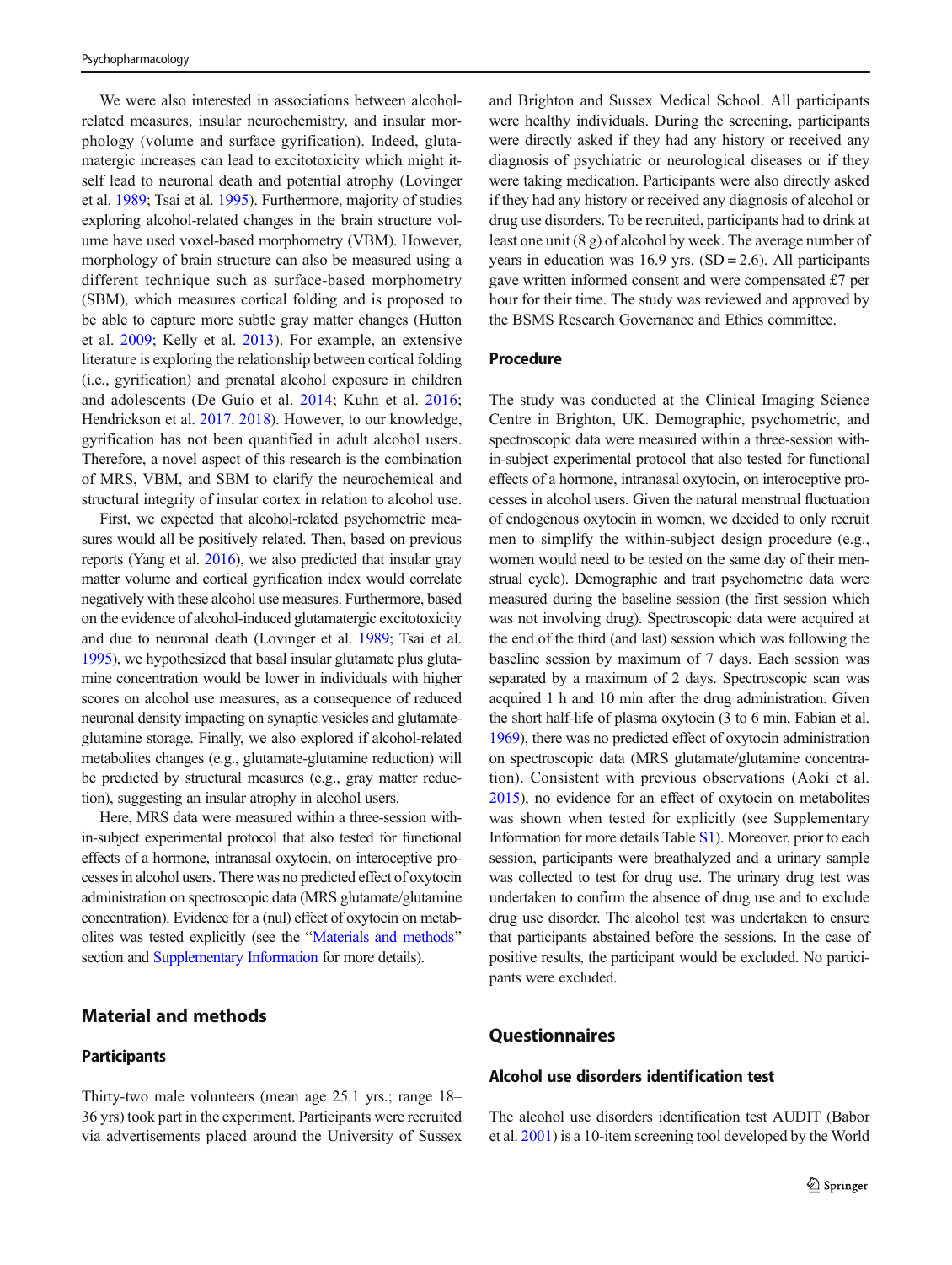We were also interested in associations between alcohol-related measures, insular neurochemistry, and insular morphology (volume and surface gyrification). Indeed, glutamatergic increases can lead to excitotoxicity which might itself lead to neuronal death and potential atrophy (Lovinger et al. 1989; Tsai et al. 1995). Furthermore, majority of studies exploring alcohol-related changes in the brain structure volume have used voxel-based morphometry (VBM). However, morphology of brain structure can also be measured using a different technique such as surface-based morphometry (SBM), which measures cortical folding and is proposed to be able to capture more subtle gray matter changes (Hutton et al. 2009; Kelly et al. 2013). For example, an extensive literature is exploring the relationship between cortical folding (i.e., gyrification) and prenatal alcohol exposure in children and adolescents (De Guio et al. 2014; Kuhn et al. 2016; Hendrickson et al. 2017. 2018). However, to our knowledge, gyrification has not been quantified in adult alcohol users. Therefore, a novel aspect of this research is the combination of MRS, VBM, and SBM to clarify the neurochemical and structural integrity of insular cortex in relation to alcohol use.

First, we expected that alcohol-related psychometric measures would all be positively related. Then, based on previous reports (Yang et al. 2016), we also predicted that insular gray matter volume and cortical gyrification index would correlate negatively with these alcohol use measures. Furthermore, based on the evidence of alcohol-induced glutamatergic excitotoxicity and due to neuronal death (Lovinger et al. 1989; Tsai et al. 1995), we hypothesized that basal insular glutamate plus glutamine concentration would be lower in individuals with higher scores on alcohol use measures, as a consequence of reduced neuronal density impacting on synaptic vesicles and glutamate-glutamine storage. Finally, we also explored if alcohol-related metabolites changes (e.g., glutamate-glutamine reduction) will be predicted by structural measures (e.g., gray matter reduction), suggesting an insular atrophy in alcohol users.

Here, MRS data were measured within a three-session within-subject experimental protocol that also tested for functional effects of a hormone, intranasal oxytocin, on interoceptive processes in alcohol users. There was no predicted effect of oxytocin administration on spectroscopic data (MRS glutamate/glutamine concentration). Evidence for a (nul) effect of oxytocin on metabolites was tested explicitly (see the "Materials and methods" section and Supplementary Information for more details).

## Material and methods

### Participants

Thirty-two male volunteers (mean age 25.1 yrs.; range 18–36 yrs) took part in the experiment. Participants were recruited via advertisements placed around the University of Sussex and Brighton and Sussex Medical School. All participants were healthy individuals. During the screening, participants were directly asked if they had any history or received any diagnosis of psychiatric or neurological diseases or if they were taking medication. Participants were also directly asked if they had any history or received any diagnosis of alcohol or drug use disorders. To be recruited, participants had to drink at least one unit (8 g) of alcohol by week. The average number of years in education was 16.9 yrs. (SD = 2.6). All participants gave written informed consent and were compensated £7 per hour for their time. The study was reviewed and approved by the BSMS Research Governance and Ethics committee.

### Procedure

The study was conducted at the Clinical Imaging Science Centre in Brighton, UK. Demographic, psychometric, and spectroscopic data were measured within a three-session within-subject experimental protocol that also tested for functional effects of a hormone, intranasal oxytocin, on interoceptive processes in alcohol users. Given the natural menstrual fluctuation of endogenous oxytocin in women, we decided to only recruit men to simplify the within-subject design procedure (e.g., women would need to be tested on the same day of their menstrual cycle). Demographic and trait psychometric data were measured during the baseline session (the first session which was not involving drug). Spectroscopic data were acquired at the end of the third (and last) session which was following the baseline session by maximum of 7 days. Each session was separated by a maximum of 2 days. Spectroscopic scan was acquired 1 h and 10 min after the drug administration. Given the short half-life of plasma oxytocin (3 to 6 min, Fabian et al. 1969), there was no predicted effect of oxytocin administration on spectroscopic data (MRS glutamate/glutamine concentration). Consistent with previous observations (Aoki et al. 2015), no evidence for an effect of oxytocin on metabolites was shown when tested for explicitly (see Supplementary Information for more details Table S1). Moreover, prior to each session, participants were breathalyzed and a urinary sample was collected to test for drug use. The urinary drug test was undertaken to confirm the absence of drug use and to exclude drug use disorder. The alcohol test was undertaken to ensure that participants abstained before the sessions. In the case of positive results, the participant would be excluded. No participants were excluded.

## Questionnaires

### Alcohol use disorders identification test

The alcohol use disorders identification test AUDIT (Babor et al. 2001) is a 10-item screening tool developed by the World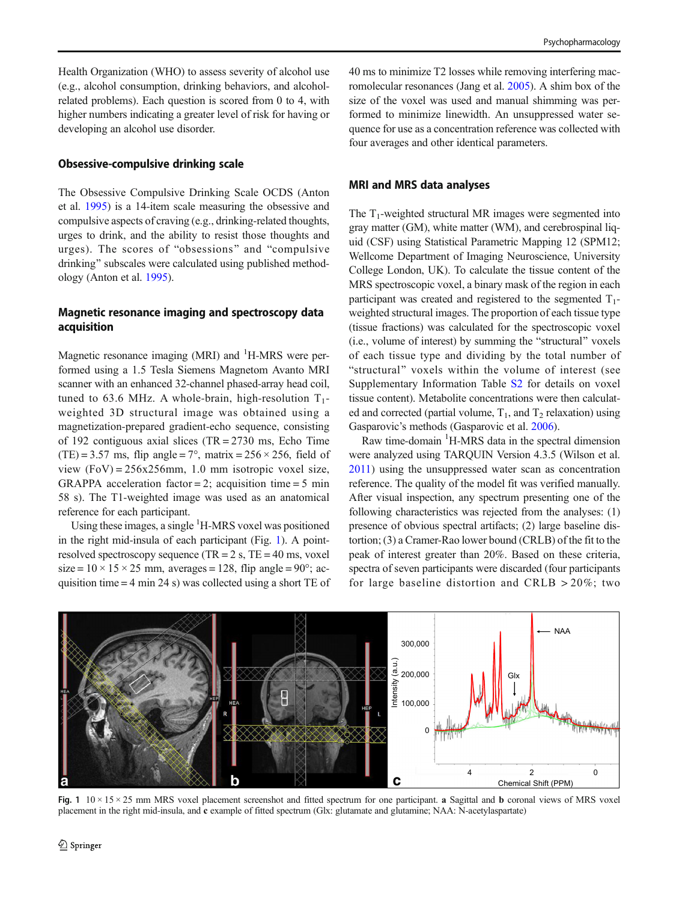Health Organization (WHO) to assess severity of alcohol use (e.g., alcohol consumption, drinking behaviors, and alcohol-related problems). Each question is scored from 0 to 4, with higher numbers indicating a greater level of risk for having or developing an alcohol use disorder.

### Obsessive-compulsive drinking scale

The Obsessive Compulsive Drinking Scale OCDS (Anton et al. 1995) is a 14-item scale measuring the obsessive and compulsive aspects of craving (e.g., drinking-related thoughts, urges to drink, and the ability to resist those thoughts and urges). The scores of "obsessions" and "compulsive drinking" subscales were calculated using published methodology (Anton et al. 1995).

### Magnetic resonance imaging and spectroscopy data acquisition

Magnetic resonance imaging (MRI) and $^{1}$H-MRS were performed using a 1.5 Tesla Siemens Magnetom Avanto MRI scanner with an enhanced 32-channel phased-array head coil, tuned to 63.6 MHz. A whole-brain, high-resolution $T_1$-weighted 3D structural image was obtained using a magnetization-prepared gradient-echo sequence, consisting of 192 contiguous axial slices (TR = 2730 ms, Echo Time (TE) = 3.57 ms, flip angle = 7°, matrix = 256 × 256, field of view (FoV) = 256x256mm, 1.0 mm isotropic voxel size, GRAPPA acceleration factor = 2; acquisition time = 5 min 58 s). The T1-weighted image was used as an anatomical reference for each participant.

Using these images, a single $^{1}$H-MRS voxel was positioned in the right mid-insula of each participant (Fig. 1). A point-resolved spectroscopy sequence (TR = 2 s, TE = 40 ms, voxel size = 10 × 15 × 25 mm, averages = 128, flip angle = 90°; acquisition time = 4 min 24 s) was collected using a short TE of 40 ms to minimize T2 losses while removing interfering macromolecular resonances (Jang et al. 2005). A shim box of the size of the voxel was used and manual shimming was performed to minimize linewidth. An unsuppressed water sequence for use as a concentration reference was collected with four averages and other identical parameters.

### MRI and MRS data analyses

The $T_1$-weighted structural MR images were segmented into gray matter (GM), white matter (WM), and cerebrospinal liquid (CSF) using Statistical Parametric Mapping 12 (SPM12; Wellcome Department of Imaging Neuroscience, University College London, UK). To calculate the tissue content of the MRS spectroscopic voxel, a binary mask of the region in each participant was created and registered to the segmented $T_1$-weighted structural images. The proportion of each tissue type (tissue fractions) was calculated for the spectroscopic voxel (i.e., volume of interest) by summing the "structural" voxels of each tissue type and dividing by the total number of "structural" voxels within the volume of interest (see Supplementary Information Table S2 for details on voxel tissue content). Metabolite concentrations were then calculated and corrected (partial volume, $T_1$, and $T_2$ relaxation) using Gasparovic's methods (Gasparovic et al. 2006).

Raw time-domain $^{1}$H-MRS data in the spectral dimension were analyzed using TARQUIN Version 4.3.5 (Wilson et al. 2011) using the unsuppressed water scan as concentration reference. The quality of the model fit was verified manually. After visual inspection, any spectrum presenting one of the following characteristics was rejected from the analyses: (1) presence of obvious spectral artifacts; (2) large baseline distortion; (3) a Cramer-Rao lower bound (CRLB) of the fit to the peak of interest greater than 20%. Based on these criteria, spectra of seven participants were discarded (four participants for large baseline distortion and CRLB > 20%; two

**Fig. 1** 10 × 15 × 25 mm MRS voxel placement screenshot and fitted spectrum for one participant. **a** Sagittal and **b** coronal views of MRS voxel placement in the right mid-insula, and **c** example of fitted spectrum (Glx: glutamate and glutamine; NAA: N-acetylaspartate)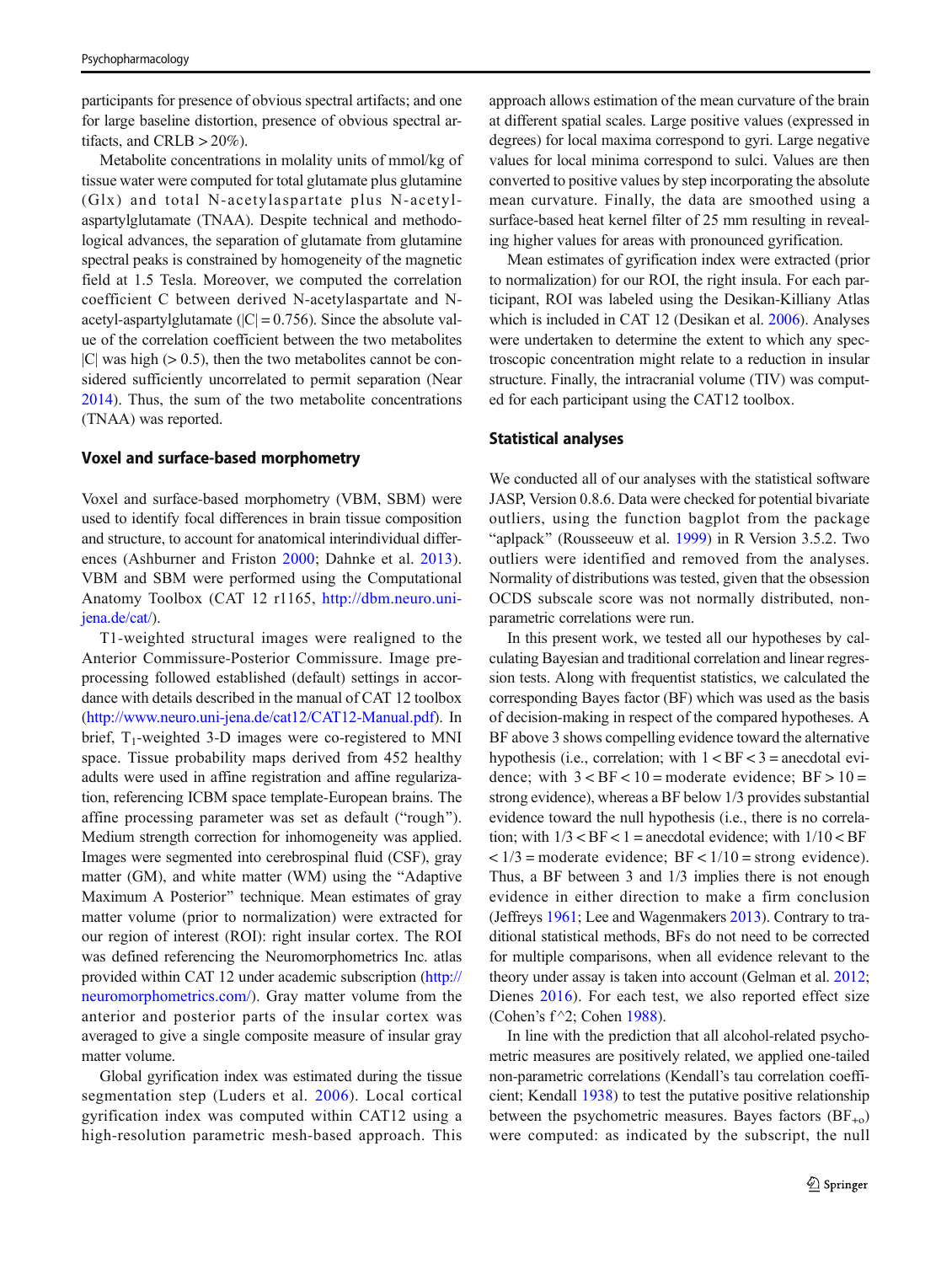participants for presence of obvious spectral artifacts; and one for large baseline distortion, presence of obvious spectral artifacts, and CRLB > 20%).

Metabolite concentrations in molality units of mmol/kg of tissue water were computed for total glutamate plus glutamine (Glx) and total N-acetylaspartate plus N-acetyl-aspartylglutamate (TNAA). Despite technical and methodological advances, the separation of glutamate from glutamine spectral peaks is constrained by homogeneity of the magnetic field at 1.5 Tesla. Moreover, we computed the correlation coefficient C between derived N-acetylaspartate and N-acetyl-aspartylglutamate ($|C| = 0.756$). Since the absolute value of the correlation coefficient between the two metabolites $|C|$ was high (> 0.5), then the two metabolites cannot be considered sufficiently uncorrelated to permit separation (Near 2014). Thus, the sum of the two metabolite concentrations (TNAA) was reported.

### Voxel and surface-based morphometry

Voxel and surface-based morphometry (VBM, SBM) were used to identify focal differences in brain tissue composition and structure, to account for anatomical interindividual differences (Ashburner and Friston 2000; Dahnke et al. 2013). VBM and SBM were performed using the Computational Anatomy Toolbox (CAT 12 r1165, http://dbm.neuro.uni-jena.de/cat/).

T1-weighted structural images were realigned to the Anterior Commissure-Posterior Commissure. Image preprocessing followed established (default) settings in accordance with details described in the manual of CAT 12 toolbox (http://www.neuro.uni-jena.de/cat12/CAT12-Manual.pdf). In brief, $T_1$-weighted 3-D images were co-registered to MNI space. Tissue probability maps derived from 452 healthy adults were used in affine registration and affine regularization, referencing ICBM space template-European brains. The affine processing parameter was set as default ("rough"). Medium strength correction for inhomogeneity was applied. Images were segmented into cerebrospinal fluid (CSF), gray matter (GM), and white matter (WM) using the "Adaptive Maximum A Posterior" technique. Mean estimates of gray matter volume (prior to normalization) were extracted for our region of interest (ROI): right insular cortex. The ROI was defined referencing the Neuromorphometrics Inc. atlas provided within CAT 12 under academic subscription (http://neuromorphometrics.com/). Gray matter volume from the anterior and posterior parts of the insular cortex was averaged to give a single composite measure of insular gray matter volume.

Global gyrification index was estimated during the tissue segmentation step (Luders et al. 2006). Local cortical gyrification index was computed within CAT12 using a high-resolution parametric mesh-based approach. This approach allows estimation of the mean curvature of the brain at different spatial scales. Large positive values (expressed in degrees) for local maxima correspond to gyri. Large negative values for local minima correspond to sulci. Values are then converted to positive values by step incorporating the absolute mean curvature. Finally, the data are smoothed using a surface-based heat kernel filter of 25 mm resulting in revealing higher values for areas with pronounced gyrification.

Mean estimates of gyrification index were extracted (prior to normalization) for our ROI, the right insula. For each participant, ROI was labeled using the Desikan-Killiany Atlas which is included in CAT 12 (Desikan et al. 2006). Analyses were undertaken to determine the extent to which any spectroscopic concentration might relate to a reduction in insular structure. Finally, the intracranial volume (TIV) was computed for each participant using the CAT12 toolbox.

### Statistical analyses

We conducted all of our analyses with the statistical software JASP, Version 0.8.6. Data were checked for potential bivariate outliers, using the function bagplot from the package "aplpack" (Rousseeuw et al. 1999) in R Version 3.5.2. Two outliers were identified and removed from the analyses. Normality of distributions was tested, given that the obsession OCDS subscale score was not normally distributed, non-parametric correlations were run.

In this present work, we tested all our hypotheses by calculating Bayesian and traditional correlation and linear regression tests. Along with frequentist statistics, we calculated the corresponding Bayes factor (BF) which was used as the basis of decision-making in respect of the compared hypotheses. A BF above 3 shows compelling evidence toward the alternative hypothesis (i.e., correlation; with $1 < BF < 3$ = anecdotal evidence; with $3 < BF < 10$ = moderate evidence; $BF > 10$ = strong evidence), whereas a BF below 1/3 provides substantial evidence toward the null hypothesis (i.e., there is no correlation; with $1/3 < BF < 1$ = anecdotal evidence; with $1/10 < BF < 1/3$ = moderate evidence; $BF < 1/10$ = strong evidence). Thus, a BF between 3 and 1/3 implies there is not enough evidence in either direction to make a firm conclusion (Jeffreys 1961; Lee and Wagenmakers 2013). Contrary to traditional statistical methods, BFs do not need to be corrected for multiple comparisons, when all evidence relevant to the theory under assay is taken into account (Gelman et al. 2012; Dienes 2016). For each test, we also reported effect size (Cohen's f^2; Cohen 1988).

In line with the prediction that all alcohol-related psychometric measures are positively related, we applied one-tailed non-parametric correlations (Kendall's tau correlation coefficient; Kendall 1938) to test the putative positive relationship between the psychometric measures. Bayes factors ($BF_{+o}$) were computed: as indicated by the subscript, the null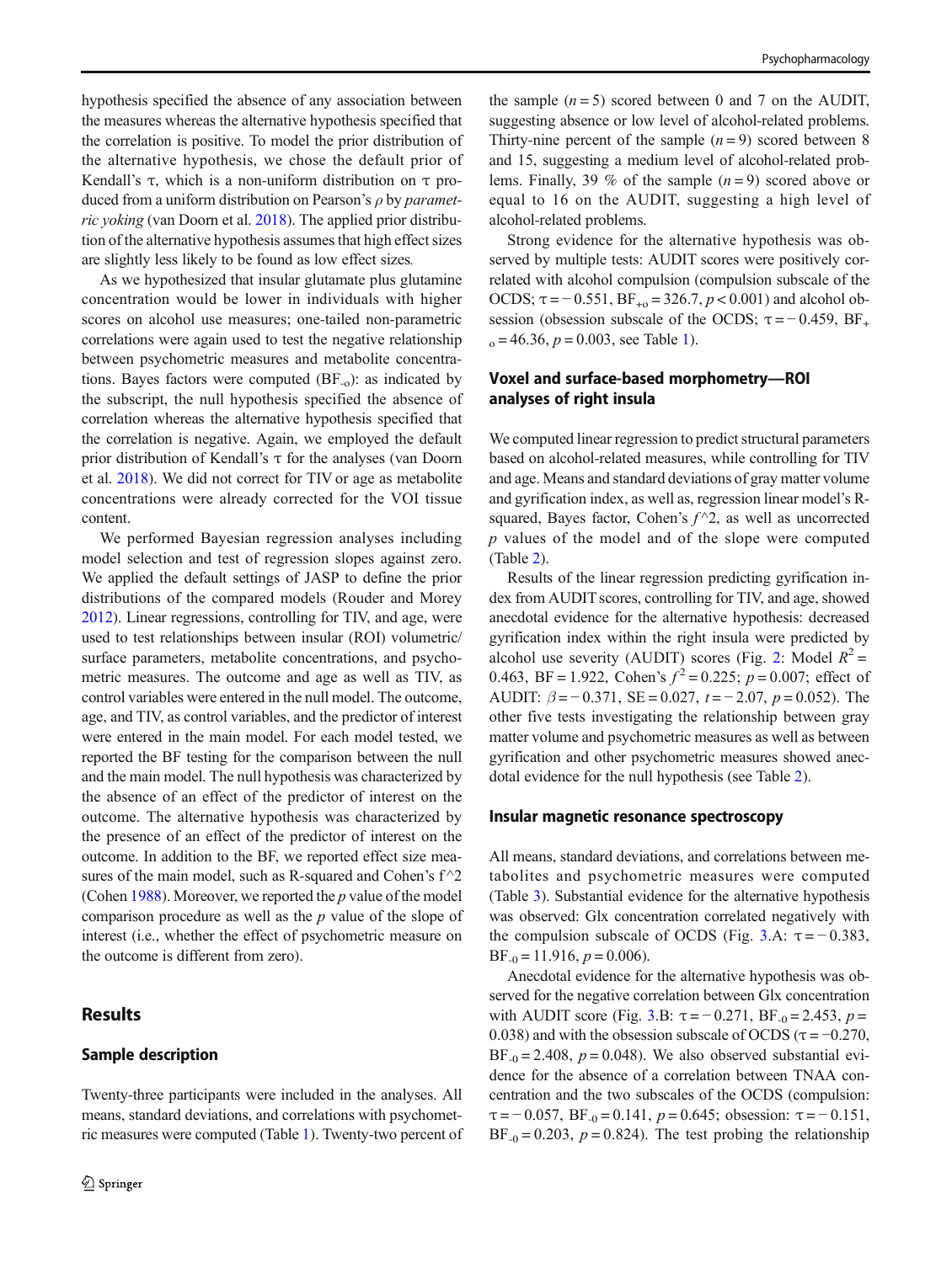hypothesis specified the absence of any association between the measures whereas the alternative hypothesis specified that the correlation is positive. To model the prior distribution of the alternative hypothesis, we chose the default prior of Kendall's $\tau$, which is a non-uniform distribution on $\tau$ produced from a uniform distribution on Pearson's $\rho$ by *parametric yoking* (van Doorn et al. 2018). The applied prior distribution of the alternative hypothesis assumes that high effect sizes are slightly less likely to be found as low effect sizes.

As we hypothesized that insular glutamate plus glutamine concentration would be lower in individuals with higher scores on alcohol use measures; one-tailed non-parametric correlations were again used to test the negative relationship between psychometric measures and metabolite concentrations. Bayes factors were computed ($BF_{-0}$): as indicated by the subscript, the null hypothesis specified the absence of correlation whereas the alternative hypothesis specified that the correlation is negative. Again, we employed the default prior distribution of Kendall's $\tau$ for the analyses (van Doorn et al. 2018). We did not correct for TIV or age as metabolite concentrations were already corrected for the VOI tissue content.

We performed Bayesian regression analyses including model selection and test of regression slopes against zero. We applied the default settings of JASP to define the prior distributions of the compared models (Rouder and Morey 2012). Linear regressions, controlling for TIV, and age, were used to test relationships between insular (ROI) volumetric/surface parameters, metabolite concentrations, and psychometric measures. The outcome and age as well as TIV, as control variables were entered in the null model. The outcome, age, and TIV, as control variables, and the predictor of interest were entered in the main model. For each model tested, we reported the BF testing for the comparison between the null and the main model. The null hypothesis was characterized by the absence of an effect of the predictor of interest on the outcome. The alternative hypothesis was characterized by the presence of an effect of the predictor of interest on the outcome. In addition to the BF, we reported effect size measures of the main model, such as R-squared and Cohen's f^2 (Cohen 1988). Moreover, we reported the $p$ value of the model comparison procedure as well as the $p$ value of the slope of interest (i.e., whether the effect of psychometric measure on the outcome is different from zero).

## Results

### Sample description

Twenty-three participants were included in the analyses. All means, standard deviations, and correlations with psychometric measures were computed (Table 1). Twenty-two percent of the sample ($n = 5$) scored between 0 and 7 on the AUDIT, suggesting absence or low level of alcohol-related problems. Thirty-nine percent of the sample ($n = 9$) scored between 8 and 15, suggesting a medium level of alcohol-related problems. Finally, 39 % of the sample ($n = 9$) scored above or equal to 16 on the AUDIT, suggesting a high level of alcohol-related problems.

Strong evidence for the alternative hypothesis was observed by multiple tests: AUDIT scores were positively correlated with alcohol compulsion (compulsion subscale of the OCDS; $\tau = -0.551$, $BF_{+0} = 326.7$, $p < 0.001$) and alcohol obsession (obsession subscale of the OCDS; $\tau = -0.459$, $BF_{+0} = 46.36$, $p = 0.003$, see Table 1).

### Voxel and surface-based morphometry—ROI analyses of right insula

We computed linear regression to predict structural parameters based on alcohol-related measures, while controlling for TIV and age. Means and standard deviations of gray matter volume and gyrification index, as well as, regression linear model's R-squared, Bayes factor, Cohen's $f$^2, as well as uncorrected $p$ values of the model and of the slope were computed (Table 2).

Results of the linear regression predicting gyrification index from AUDIT scores, controlling for TIV, and age, showed anecdotal evidence for the alternative hypothesis: decreased gyrification index within the right insula were predicted by alcohol use severity (AUDIT) scores (Fig. 2: Model $R^2 = 0.463$, $BF = 1.922$, Cohen's $f^2 = 0.225$; $p = 0.007$; effect of AUDIT: $\beta = -0.371$, $SE = 0.027$, $t = -2.07$, $p = 0.052$). The other five tests investigating the relationship between gray matter volume and psychometric measures as well as between gyrification and other psychometric measures showed anecdotal evidence for the null hypothesis (see Table 2).

### Insular magnetic resonance spectroscopy

All means, standard deviations, and correlations between metabolites and psychometric measures were computed (Table 3). Substantial evidence for the alternative hypothesis was observed: Glx concentration correlated negatively with the compulsion subscale of OCDS (Fig. 3.A: $\tau = -0.383$, $BF_{-0} = 11.916$, $p = 0.006$).

Anecdotal evidence for the alternative hypothesis was observed for the negative correlation between Glx concentration with AUDIT score (Fig. 3.B: $\tau = -0.271$, $BF_{-0} = 2.453$, $p = 0.038$) and with the obsession subscale of OCDS ($\tau = -0.270$, $BF_{-0} = 2.408$, $p = 0.048$). We also observed substantial evidence for the absence of a correlation between TNAA concentration and the two subscales of the OCDS (compulsion: $\tau = -0.057$, $BF_{-0} = 0.141$, $p = 0.645$; obsession: $\tau = -0.151$, $BF_{-0} = 0.203$, $p = 0.824$). The test probing the relationship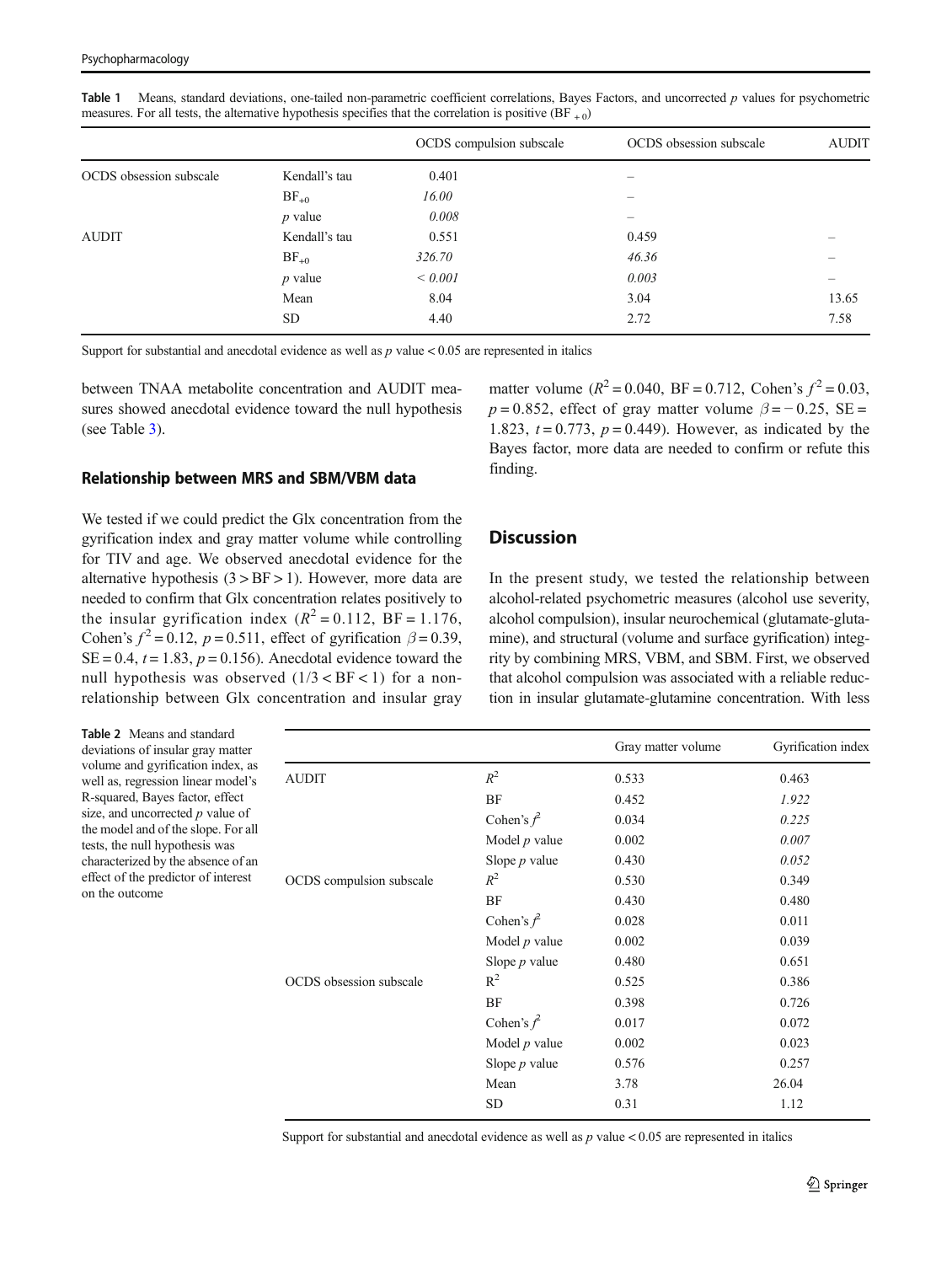**Table 1** Means, standard deviations, one-tailed non-parametric coefficient correlations, Bayes Factors, and uncorrected *p* values for psychometric measures. For all tests, the alternative hypothesis specifies that the correlation is positive ($BF_{+0}$)

| | | OCDS compulsion subscale | OCDS obsession subscale | AUDIT |
|---|---|---|---|---|
| OCDS obsession subscale | Kendall's tau | 0.401 | – | |
| | $BF_{+0}$ | *16.00* | – | |
| | *p* value | *0.008* | – | |
| AUDIT | Kendall's tau | 0.551 | 0.459 | – |
| | $BF_{+0}$ | *326.70* | *46.36* | – |
| | *p* value | *< 0.001* | *0.003* | – |
| | Mean | 8.04 | 3.04 | 13.65 |
| | SD | 4.40 | 2.72 | 7.58 |

Support for substantial and anecdotal evidence as well as *p* value < 0.05 are represented in italics

between TNAA metabolite concentration and AUDIT measures showed anecdotal evidence toward the null hypothesis (see Table 3).

### Relationship between MRS and SBM/VBM data

We tested if we could predict the Glx concentration from the gyrification index and gray matter volume while controlling for TIV and age. We observed anecdotal evidence for the alternative hypothesis ($3 > BF > 1$). However, more data are needed to confirm that Glx concentration relates positively to the insular gyrification index ($R^2 = 0.112$, BF = 1.176, Cohen's $f^2 = 0.12$, $p = 0.511$, effect of gyrification $\beta = 0.39$, SE = 0.4, $t = 1.83$, $p = 0.156$). Anecdotal evidence toward the null hypothesis was observed ($1/3 < BF < 1$) for a non-relationship between Glx concentration and insular gray matter volume ($R^2 = 0.040$, BF = 0.712, Cohen's $f^2 = 0.03$, $p = 0.852$, effect of gray matter volume $\beta = -0.25$, SE = 1.823, $t = 0.773$, $p = 0.449$). However, as indicated by the Bayes factor, more data are needed to confirm or refute this finding.

## Discussion

In the present study, we tested the relationship between alcohol-related psychometric measures (alcohol use severity, alcohol compulsion), insular neurochemical (glutamate-glutamine), and structural (volume and surface gyrification) integrity by combining MRS, VBM, and SBM. First, we observed that alcohol compulsion was associated with a reliable reduction in insular glutamate-glutamine concentration. With less

**Table 2** Means and standard deviations of insular gray matter volume and gyrification index, as well as, regression linear model's R-squared, Bayes factor, effect size, and uncorrected *p* value of the model and of the slope. For all tests, the null hypothesis was characterized by the absence of an effect of the predictor of interest on the outcome

| | | Gray matter volume | Gyrification index |
|---|---|---|---|
| AUDIT | $R^2$ | 0.533 | 0.463 |
| | BF | 0.452 | *1.922* |
| | Cohen's $f^2$ | 0.034 | *0.225* |
| | Model *p* value | 0.002 | *0.007* |
| | Slope *p* value | 0.430 | *0.052* |
| OCDS compulsion subscale | $R^2$ | 0.530 | 0.349 |
| | BF | 0.430 | 0.480 |
| | Cohen's $f^2$ | 0.028 | 0.011 |
| | Model *p* value | 0.002 | 0.039 |
| | Slope *p* value | 0.480 | 0.651 |
| OCDS obsession subscale | $R^2$ | 0.525 | 0.386 |
| | BF | 0.398 | 0.726 |
| | Cohen's $f^2$ | 0.017 | 0.072 |
| | Model *p* value | 0.002 | 0.023 |
| | Slope *p* value | 0.576 | 0.257 |
| | Mean | 3.78 | 26.04 |
| | SD | 0.31 | 1.12 |

Support for substantial and anecdotal evidence as well as *p* value < 0.05 are represented in italics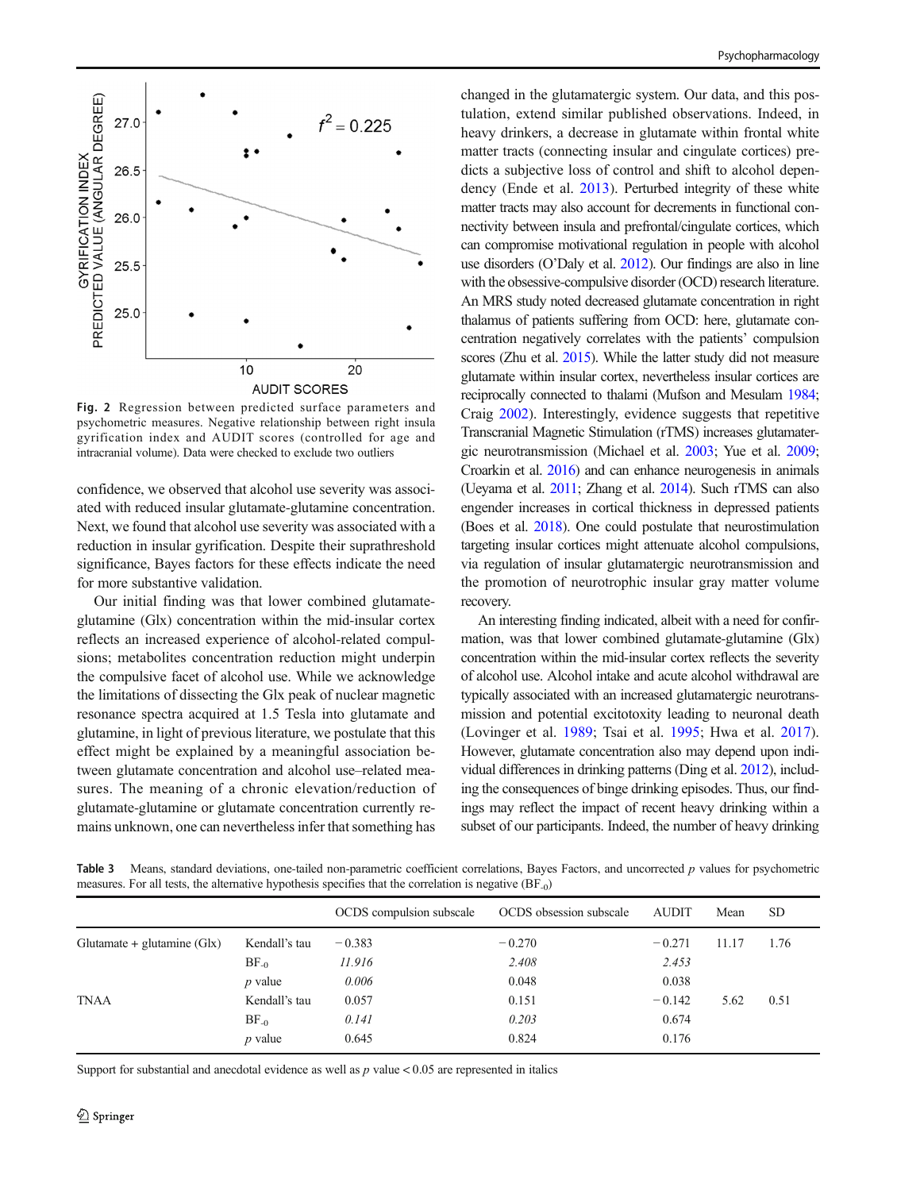Fig. 2 Regression between predicted surface parameters and psychometric measures. Negative relationship between right insula gyrification index and AUDIT scores (controlled for age and intracranial volume). Data were checked to exclude two outliers

confidence, we observed that alcohol use severity was associated with reduced insular glutamate-glutamine concentration. Next, we found that alcohol use severity was associated with a reduction in insular gyrification. Despite their suprathreshold significance, Bayes factors for these effects indicate the need for more substantive validation.

Our initial finding was that lower combined glutamate-glutamine (Glx) concentration within the mid-insular cortex reflects an increased experience of alcohol-related compulsions; metabolites concentration reduction might underpin the compulsive facet of alcohol use. While we acknowledge the limitations of dissecting the Glx peak of nuclear magnetic resonance spectra acquired at 1.5 Tesla into glutamate and glutamine, in light of previous literature, we postulate that this effect might be explained by a meaningful association between glutamate concentration and alcohol use–related measures. The meaning of a chronic elevation/reduction of glutamate-glutamine or glutamate concentration currently remains unknown, one can nevertheless infer that something has changed in the glutamatergic system. Our data, and this postulation, extend similar published observations. Indeed, in heavy drinkers, a decrease in glutamate within frontal white matter tracts (connecting insular and cingulate cortices) predicts a subjective loss of control and shift to alcohol dependency (Ende et al. 2013). Perturbed integrity of these white matter tracts may also account for decrements in functional connectivity between insula and prefrontal/cingulate cortices, which can compromise motivational regulation in people with alcohol use disorders (O'Daly et al. 2012). Our findings are also in line with the obsessive-compulsive disorder (OCD) research literature. An MRS study noted decreased glutamate concentration in right thalamus of patients suffering from OCD: here, glutamate concentration negatively correlates with the patients' compulsion scores (Zhu et al. 2015). While the latter study did not measure glutamate within insular cortex, nevertheless insular cortices are reciprocally connected to thalami (Mufson and Mesulam 1984; Craig 2002). Interestingly, evidence suggests that repetitive Transcranial Magnetic Stimulation (rTMS) increases glutamatergic neurotransmission (Michael et al. 2003; Yue et al. 2009; Croarkin et al. 2016) and can enhance neurogenesis in animals (Ueyama et al. 2011; Zhang et al. 2014). Such rTMS can also engender increases in cortical thickness in depressed patients (Boes et al. 2018). One could postulate that neurostimulation targeting insular cortices might attenuate alcohol compulsions, via regulation of insular glutamatergic neurotransmission and the promotion of neurotrophic insular gray matter volume recovery.

An interesting finding indicated, albeit with a need for confirmation, was that lower combined glutamate-glutamine (Glx) concentration within the mid-insular cortex reflects the severity of alcohol use. Alcohol intake and acute alcohol withdrawal are typically associated with an increased glutamatergic neurotransmission and potential excitotoxity leading to neuronal death (Lovinger et al. 1989; Tsai et al. 1995; Hwa et al. 2017). However, glutamate concentration also may depend upon individual differences in drinking patterns (Ding et al. 2012), including the consequences of binge drinking episodes. Thus, our findings may reflect the impact of recent heavy drinking within a subset of our participants. Indeed, the number of heavy drinking

**Table 3** Means, standard deviations, one-tailed non-parametric coefficient correlations, Bayes Factors, and uncorrected $p$ values for psychometric measures. For all tests, the alternative hypothesis specifies that the correlation is negative ($BF_{-0}$)

| | | OCDS compulsion subscale | OCDS obsession subscale | AUDIT | Mean | SD |
|---|---|---|---|---|---|---|
| Glutamate + glutamine (Glx) | Kendall's tau | − 0.383 | − 0.270 | − 0.271 | 11.17 | 1.76 |
| | $BF_{-0}$ | *11.916* | *2.408* | *2.453* | | |
| | $p$ value | *0.006* | 0.048 | 0.038 | | |
| TNAA | Kendall's tau | 0.057 | 0.151 | − 0.142 | 5.62 | 0.51 |
| | $BF_{-0}$ | *0.141* | *0.203* | 0.674 | | |
| | $p$ value | 0.645 | 0.824 | 0.176 | | |

Support for substantial and anecdotal evidence as well as $p$ value < 0.05 are represented in italics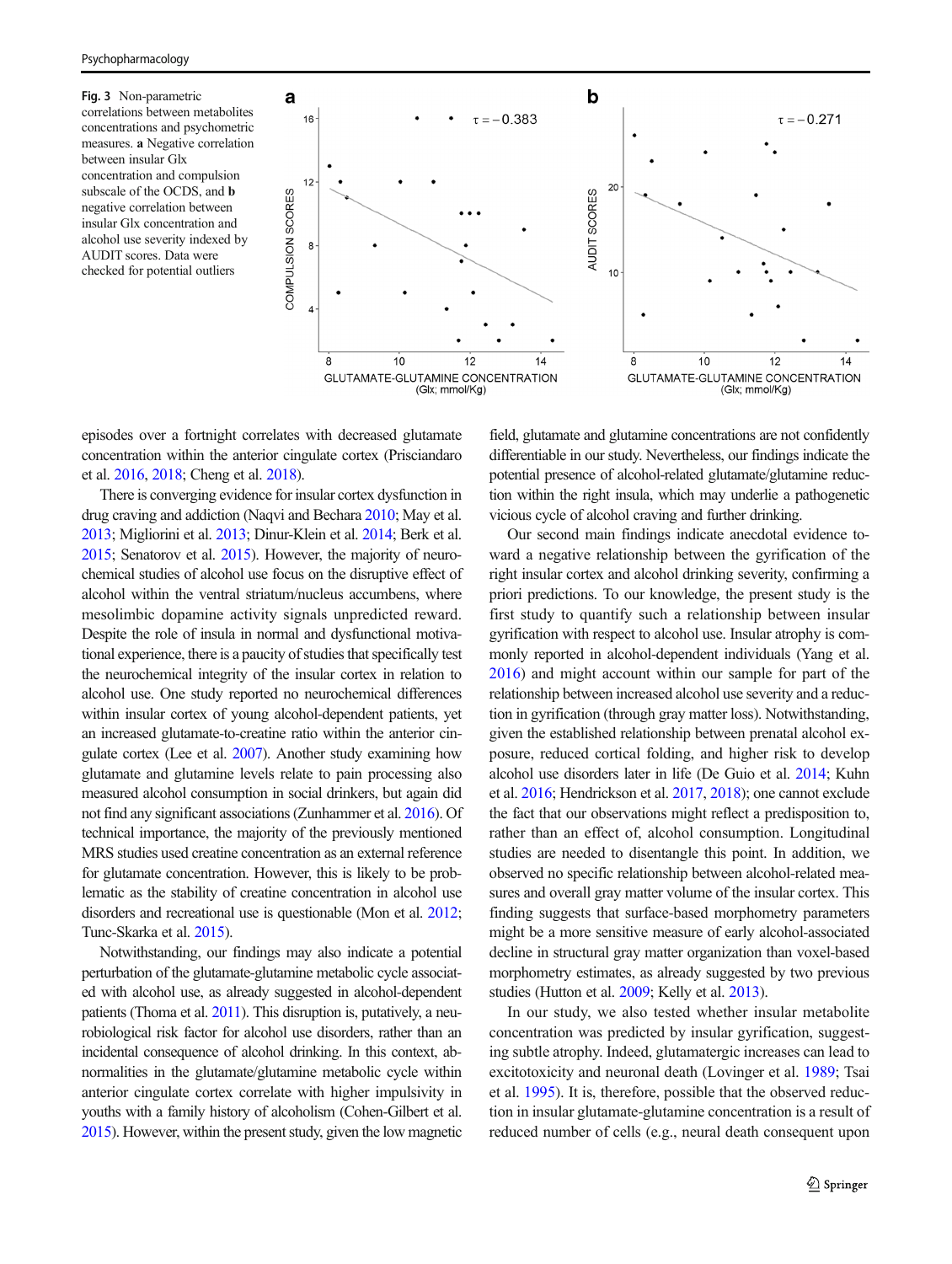Fig. 3 Non-parametric correlations between metabolites concentrations and psychometric measures. **a** Negative correlation between insular Glx concentration and compulsion subscale of the OCDS, and **b** negative correlation between insular Glx concentration and alcohol use severity indexed by AUDIT scores. Data were checked for potential outliers

episodes over a fortnight correlates with decreased glutamate concentration within the anterior cingulate cortex (Prisciandaro et al. 2016, 2018; Cheng et al. 2018).

There is converging evidence for insular cortex dysfunction in drug craving and addiction (Naqvi and Bechara 2010; May et al. 2013; Migliorini et al. 2013; Dinur-Klein et al. 2014; Berk et al. 2015; Senatorov et al. 2015). However, the majority of neurochemical studies of alcohol use focus on the disruptive effect of alcohol within the ventral striatum/nucleus accumbens, where mesolimbic dopamine activity signals unpredicted reward. Despite the role of insula in normal and dysfunctional motivational experience, there is a paucity of studies that specifically test the neurochemical integrity of the insular cortex in relation to alcohol use. One study reported no neurochemical differences within insular cortex of young alcohol-dependent patients, yet an increased glutamate-to-creatine ratio within the anterior cingulate cortex (Lee et al. 2007). Another study examining how glutamate and glutamine levels relate to pain processing also measured alcohol consumption in social drinkers, but again did not find any significant associations (Zunhammer et al. 2016). Of technical importance, the majority of the previously mentioned MRS studies used creatine concentration as an external reference for glutamate concentration. However, this is likely to be problematic as the stability of creatine concentration in alcohol use disorders and recreational use is questionable (Mon et al. 2012; Tunc-Skarka et al. 2015).

Notwithstanding, our findings may also indicate a potential perturbation of the glutamate-glutamine metabolic cycle associated with alcohol use, as already suggested in alcohol-dependent patients (Thoma et al. 2011). This disruption is, putatively, a neurobiological risk factor for alcohol use disorders, rather than an incidental consequence of alcohol drinking. In this context, abnormalities in the glutamate/glutamine metabolic cycle within anterior cingulate cortex correlate with higher impulsivity in youths with a family history of alcoholism (Cohen-Gilbert et al. 2015). However, within the present study, given the low magnetic field, glutamate and glutamine concentrations are not confidently differentiable in our study. Nevertheless, our findings indicate the potential presence of alcohol-related glutamate/glutamine reduction within the right insula, which may underlie a pathogenetic vicious cycle of alcohol craving and further drinking.

Our second main findings indicate anecdotal evidence toward a negative relationship between the gyrification of the right insular cortex and alcohol drinking severity, confirming a priori predictions. To our knowledge, the present study is the first study to quantify such a relationship between insular gyrification with respect to alcohol use. Insular atrophy is commonly reported in alcohol-dependent individuals (Yang et al. 2016) and might account within our sample for part of the relationship between increased alcohol use severity and a reduction in gyrification (through gray matter loss). Notwithstanding, given the established relationship between prenatal alcohol exposure, reduced cortical folding, and higher risk to develop alcohol use disorders later in life (De Guio et al. 2014; Kuhn et al. 2016; Hendrickson et al. 2017, 2018); one cannot exclude the fact that our observations might reflect a predisposition to, rather than an effect of, alcohol consumption. Longitudinal studies are needed to disentangle this point. In addition, we observed no specific relationship between alcohol-related measures and overall gray matter volume of the insular cortex. This finding suggests that surface-based morphometry parameters might be a more sensitive measure of early alcohol-associated decline in structural gray matter organization than voxel-based morphometry estimates, as already suggested by two previous studies (Hutton et al. 2009; Kelly et al. 2013).

In our study, we also tested whether insular metabolite concentration was predicted by insular gyrification, suggesting subtle atrophy. Indeed, glutamatergic increases can lead to excitotoxicity and neuronal death (Lovinger et al. 1989; Tsai et al. 1995). It is, therefore, possible that the observed reduction in insular glutamate-glutamine concentration is a result of reduced number of cells (e.g., neural death consequent upon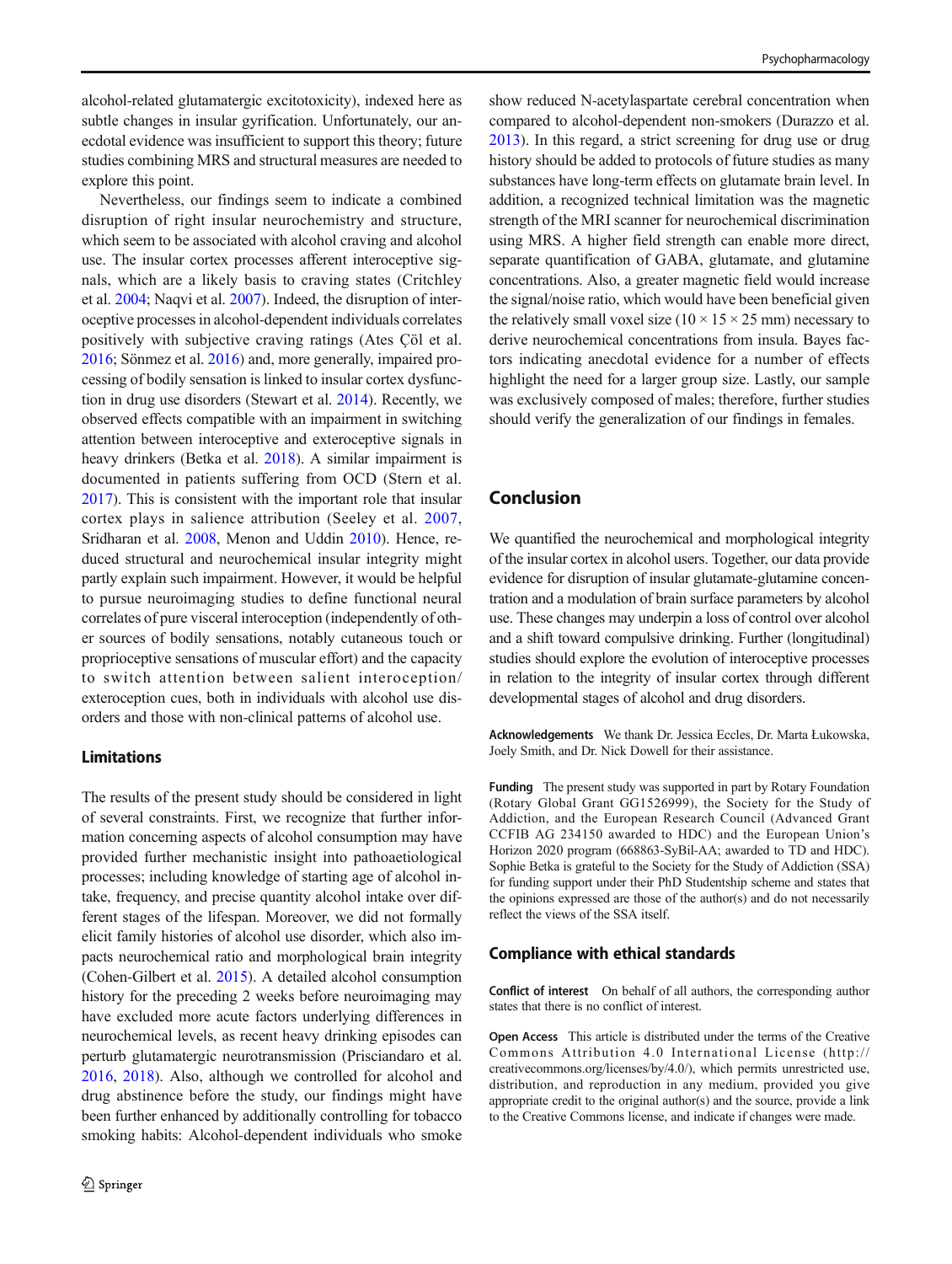alcohol-related glutamatergic excitotoxicity), indexed here as subtle changes in insular gyrification. Unfortunately, our anecdotal evidence was insufficient to support this theory; future studies combining MRS and structural measures are needed to explore this point.

Nevertheless, our findings seem to indicate a combined disruption of right insular neurochemistry and structure, which seem to be associated with alcohol craving and alcohol use. The insular cortex processes afferent interoceptive signals, which are a likely basis to craving states (Critchley et al. 2004; Naqvi et al. 2007). Indeed, the disruption of interoceptive processes in alcohol-dependent individuals correlates positively with subjective craving ratings (Ates Çöl et al. 2016; Sönmez et al. 2016) and, more generally, impaired processing of bodily sensation is linked to insular cortex dysfunction in drug use disorders (Stewart et al. 2014). Recently, we observed effects compatible with an impairment in switching attention between interoceptive and exteroceptive signals in heavy drinkers (Betka et al. 2018). A similar impairment is documented in patients suffering from OCD (Stern et al. 2017). This is consistent with the important role that insular cortex plays in salience attribution (Seeley et al. 2007, Sridharan et al. 2008, Menon and Uddin 2010). Hence, reduced structural and neurochemical insular integrity might partly explain such impairment. However, it would be helpful to pursue neuroimaging studies to define functional neural correlates of pure visceral interoception (independently of other sources of bodily sensations, notably cutaneous touch or proprioceptive sensations of muscular effort) and the capacity to switch attention between salient interoception/exteroception cues, both in individuals with alcohol use disorders and those with non-clinical patterns of alcohol use.

### Limitations

The results of the present study should be considered in light of several constraints. First, we recognize that further information concerning aspects of alcohol consumption may have provided further mechanistic insight into pathoaetiological processes; including knowledge of starting age of alcohol intake, frequency, and precise quantity alcohol intake over different stages of the lifespan. Moreover, we did not formally elicit family histories of alcohol use disorder, which also impacts neurochemical ratio and morphological brain integrity (Cohen-Gilbert et al. 2015). A detailed alcohol consumption history for the preceding 2 weeks before neuroimaging may have excluded more acute factors underlying differences in neurochemical levels, as recent heavy drinking episodes can perturb glutamatergic neurotransmission (Prisciandaro et al. 2016, 2018). Also, although we controlled for alcohol and drug abstinence before the study, our findings might have been further enhanced by additionally controlling for tobacco smoking habits: Alcohol-dependent individuals who smoke show reduced N-acetylaspartate cerebral concentration when compared to alcohol-dependent non-smokers (Durazzo et al. 2013). In this regard, a strict screening for drug use or drug history should be added to protocols of future studies as many substances have long-term effects on glutamate brain level. In addition, a recognized technical limitation was the magnetic strength of the MRI scanner for neurochemical discrimination using MRS. A higher field strength can enable more direct, separate quantification of GABA, glutamate, and glutamine concentrations. Also, a greater magnetic field would increase the signal/noise ratio, which would have been beneficial given the relatively small voxel size (10 × 15 × 25 mm) necessary to derive neurochemical concentrations from insula. Bayes factors indicating anecdotal evidence for a number of effects highlight the need for a larger group size. Lastly, our sample was exclusively composed of males; therefore, further studies should verify the generalization of our findings in females.

## Conclusion

We quantified the neurochemical and morphological integrity of the insular cortex in alcohol users. Together, our data provide evidence for disruption of insular glutamate-glutamine concentration and a modulation of brain surface parameters by alcohol use. These changes may underpin a loss of control over alcohol and a shift toward compulsive drinking. Further (longitudinal) studies should explore the evolution of interoceptive processes in relation to the integrity of insular cortex through different developmental stages of alcohol and drug disorders.

**Acknowledgements** We thank Dr. Jessica Eccles, Dr. Marta Łukowska, Joely Smith, and Dr. Nick Dowell for their assistance.

**Funding** The present study was supported in part by Rotary Foundation (Rotary Global Grant GG1526999), the Society for the Study of Addiction, and the European Research Council (Advanced Grant CCFIB AG 234150 awarded to HDC) and the European Union's Horizon 2020 program (668863-SyBil-AA; awarded to TD and HDC). Sophie Betka is grateful to the Society for the Study of Addiction (SSA) for funding support under their PhD Studentship scheme and states that the opinions expressed are those of the author(s) and do not necessarily reflect the views of the SSA itself.

## Compliance with ethical standards

**Conflict of interest** On behalf of all authors, the corresponding author states that there is no conflict of interest.

**Open Access** This article is distributed under the terms of the Creative Commons Attribution 4.0 International License (http://creativecommons.org/licenses/by/4.0/), which permits unrestricted use, distribution, and reproduction in any medium, provided you give appropriate credit to the original author(s) and the source, provide a link to the Creative Commons license, and indicate if changes were made.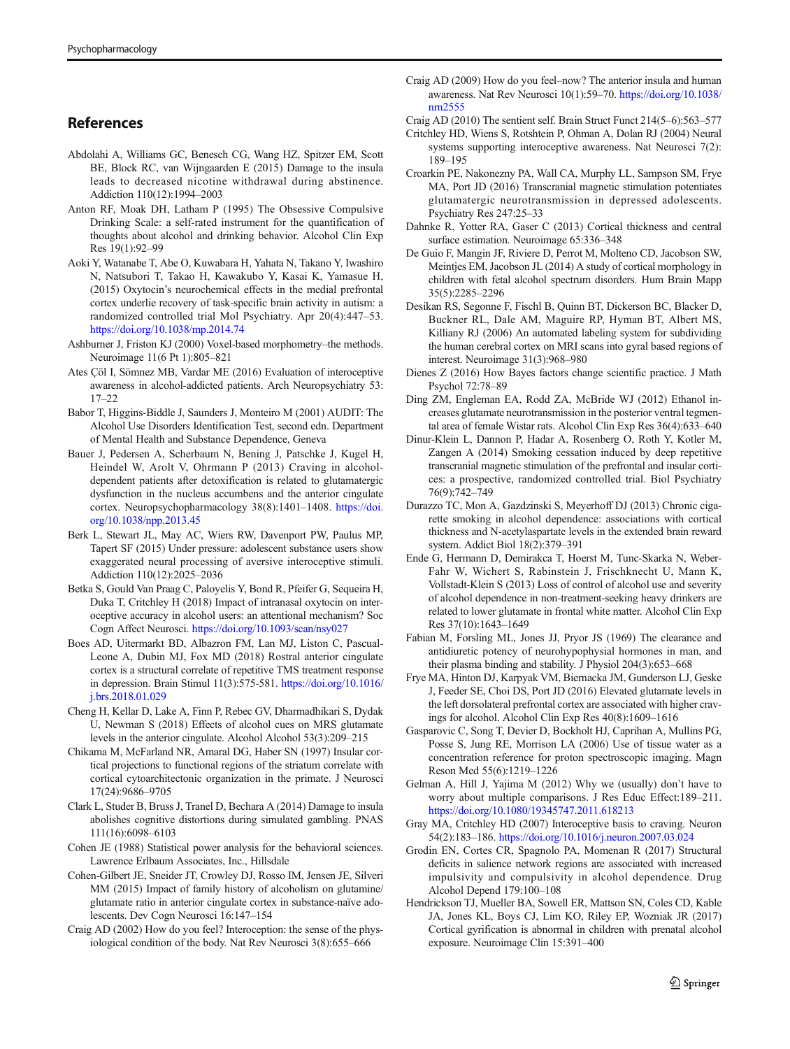## References

Abdolahi A, Williams GC, Benesch CG, Wang HZ, Spitzer EM, Scott BE, Block RC, van Wijngaarden E (2015) Damage to the insula leads to decreased nicotine withdrawal during abstinence. Addiction 110(12):1994–2003

Anton RF, Moak DH, Latham P (1995) The Obsessive Compulsive Drinking Scale: a self-rated instrument for the quantification of thoughts about alcohol and drinking behavior. Alcohol Clin Exp Res 19(1):92–99

Aoki Y, Watanabe T, Abe O, Kuwabara H, Yahata N, Takano Y, Iwashiro N, Natsubori T, Takao H, Kawakubo Y, Kasai K, Yamasue H, (2015) Oxytocin's neurochemical effects in the medial prefrontal cortex underlie recovery of task-specific brain activity in autism: a randomized controlled trial Mol Psychiatry. Apr 20(4):447–53. https://doi.org/10.1038/mp.2014.74

Ashburner J, Friston KJ (2000) Voxel-based morphometry–the methods. Neuroimage 11(6 Pt 1):805–821

Ates Çöl I, Sönmez MB, Vardar ME (2016) Evaluation of interoceptive awareness in alcohol-addicted patients. Arch Neuropsychiatry 53: 17–22

Babor T, Higgins-Biddle J, Saunders J, Monteiro M (2001) AUDIT: The Alcohol Use Disorders Identification Test, second edn. Department of Mental Health and Substance Dependence, Geneva

Bauer J, Pedersen A, Scherbaum N, Bening J, Patschke J, Kugel H, Heindel W, Arolt V, Ohrmann P (2013) Craving in alcohol-dependent patients after detoxification is related to glutamatergic dysfunction in the nucleus accumbens and the anterior cingulate cortex. Neuropsychopharmacology 38(8):1401–1408. https://doi.org/10.1038/npp.2013.45

Berk L, Stewart JL, May AC, Wiers RW, Davenport PW, Paulus MP, Tapert SF (2015) Under pressure: adolescent substance users show exaggerated neural processing of aversive interoceptive stimuli. Addiction 110(12):2025–2036

Betka S, Gould Van Praag C, Paloyelis Y, Bond R, Pfeifer G, Sequeira H, Duka T, Critchley H (2018) Impact of intranasal oxytocin on interoceptive accuracy in alcohol users: an attentional mechanism? Soc Cogn Affect Neurosci. https://doi.org/10.1093/scan/nsy027

Boes AD, Uitermarkt BD, Albazron FM, Lan MJ, Liston C, Pascual-Leone A, Dubin MJ, Fox MD (2018) Rostral anterior cingulate cortex is a structural correlate of repetitive TMS treatment response in depression. Brain Stimul 11(3):575-581. https://doi.org/10.1016/j.brs.2018.01.029

Cheng H, Kellar D, Lake A, Finn P, Rebec GV, Dharmadhikari S, Dydak U, Newman S (2018) Effects of alcohol cues on MRS glutamate levels in the anterior cingulate. Alcohol Alcohol 53(3):209–215

Chikama M, McFarland NR, Amaral DG, Haber SN (1997) Insular cortical projections to functional regions of the striatum correlate with cortical cytoarchitectonic organization in the primate. J Neurosci 17(24):9686–9705

Clark L, Studer B, Bruss J, Tranel D, Bechara A (2014) Damage to insula abolishes cognitive distortions during simulated gambling. PNAS 111(16):6098–6103

Cohen JE (1988) Statistical power analysis for the behavioral sciences. Lawrence Erlbaum Associates, Inc., Hillsdale

Cohen-Gilbert JE, Sneider JT, Crowley DJ, Rosso IM, Jensen JE, Silveri MM (2015) Impact of family history of alcoholism on glutamine/glutamate ratio in anterior cingulate cortex in substance-naïve adolescents. Dev Cogn Neurosci 16:147–154

Craig AD (2002) How do you feel? Interoception: the sense of the physiological condition of the body. Nat Rev Neurosci 3(8):655–666

Craig AD (2009) How do you feel–now? The anterior insula and human awareness. Nat Rev Neurosci 10(1):59–70. https://doi.org/10.1038/nrn2555

Craig AD (2010) The sentient self. Brain Struct Funct 214(5–6):563–577

Critchley HD, Wiens S, Rotshtein P, Ohman A, Dolan RJ (2004) Neural systems supporting interoceptive awareness. Nat Neurosci 7(2): 189–195

Croarkin PE, Nakonezny PA, Wall CA, Murphy LL, Sampson SM, Frye MA, Port JD (2016) Transcranial magnetic stimulation potentiates glutamatergic neurotransmission in depressed adolescents. Psychiatry Res 247:25–33

Dahnke R, Yotter RA, Gaser C (2013) Cortical thickness and central surface estimation. Neuroimage 65:336–348

De Guio F, Mangin JF, Riviere D, Perrot M, Molteno CD, Jacobson SW, Meintjes EM, Jacobson JL (2014) A study of cortical morphology in children with fetal alcohol spectrum disorders. Hum Brain Mapp 35(5):2285–2296

Desikan RS, Segonne F, Fischl B, Quinn BT, Dickerson BC, Blacker D, Buckner RL, Dale AM, Maguire RP, Hyman BT, Albert MS, Killiany RJ (2006) An automated labeling system for subdividing the human cerebral cortex on MRI scans into gyral based regions of interest. Neuroimage 31(3):968–980

Dienes Z (2016) How Bayes factors change scientific practice. J Math Psychol 72:78–89

Ding ZM, Engleman EA, Rodd ZA, McBride WJ (2012) Ethanol increases glutamate neurotransmission in the posterior ventral tegmental area of female Wistar rats. Alcohol Clin Exp Res 36(4):633–640

Dinur-Klein L, Dannon P, Hadar A, Rosenberg O, Roth Y, Kotler M, Zangen A (2014) Smoking cessation induced by deep repetitive transcranial magnetic stimulation of the prefrontal and insular cortices: a prospective, randomized controlled trial. Biol Psychiatry 76(9):742–749

Durazzo TC, Mon A, Gazdzinski S, Meyerhoff DJ (2013) Chronic cigarette smoking in alcohol dependence: associations with cortical thickness and N-acetylaspartate levels in the extended brain reward system. Addict Biol 18(2):379–391

Ende G, Hermann D, Demirakca T, Hoerst M, Tunc-Skarka N, Weber-Fahr W, Wichert S, Rabinstein J, Frischknecht U, Mann K, Vollstadt-Klein S (2013) Loss of control of alcohol use and severity of alcohol dependence in non-treatment-seeking heavy drinkers are related to lower glutamate in frontal white matter. Alcohol Clin Exp Res 37(10):1643–1649

Fabian M, Forsling ML, Jones JJ, Pryor JS (1969) The clearance and antidiuretic potency of neurohypophysial hormones in man, and their plasma binding and stability. J Physiol 204(3):653–668

Frye MA, Hinton DJ, Karpyak VM, Biernacka JM, Gunderson LJ, Geske J, Feeder SE, Choi DS, Port JD (2016) Elevated glutamate levels in the left dorsolateral prefrontal cortex are associated with higher cravings for alcohol. Alcohol Clin Exp Res 40(8):1609–1616

Gasparovic C, Song T, Devier D, Bockholt HJ, Caprihan A, Mullins PG, Posse S, Jung RE, Morrison LA (2006) Use of tissue water as a concentration reference for proton spectroscopic imaging. Magn Reson Med 55(6):1219–1226

Gelman A, Hill J, Yajima M (2012) Why we (usually) don't have to worry about multiple comparisons. J Res Educ Effect:189–211. https://doi.org/10.1080/19345747.2011.618213

Gray MA, Critchley HD (2007) Interoceptive basis to craving. Neuron 54(2):183–186. https://doi.org/10.1016/j.neuron.2007.03.024

Grodin EN, Cortes CR, Spagnolo PA, Momenan R (2017) Structural deficits in salience network regions are associated with increased impulsivity and compulsivity in alcohol dependence. Drug Alcohol Depend 179:100–108

Hendrickson TJ, Mueller BA, Sowell ER, Mattson SN, Coles CD, Kable JA, Jones KL, Boys CJ, Lim KO, Riley EP, Wozniak JR (2017) Cortical gyrification is abnormal in children with prenatal alcohol exposure. Neuroimage Clin 15:391–400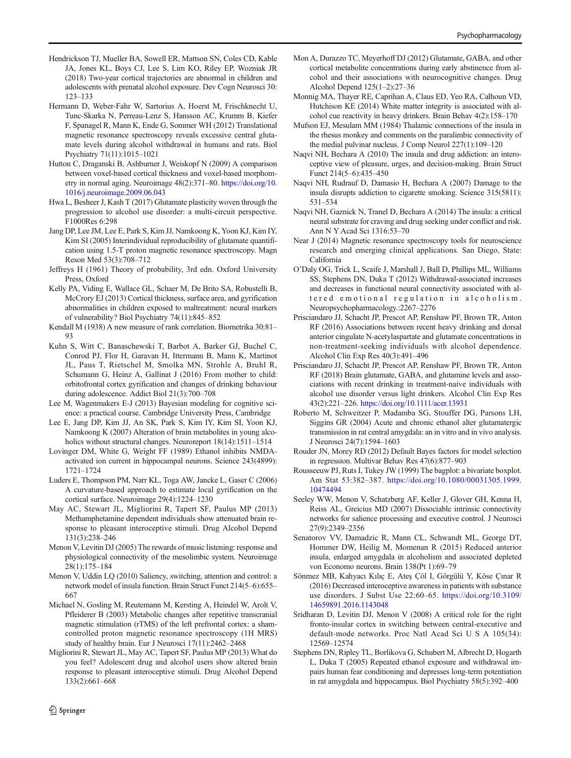Hendrickson TJ, Mueller BA, Sowell ER, Mattson SN, Coles CD, Kable JA, Jones KL, Boys CJ, Lee S, Lim KO, Riley EP, Wozniak JR (2018) Two-year cortical trajectories are abnormal in children and adolescents with prenatal alcohol exposure. Dev Cogn Neurosci 30: 123–133

Hermann D, Weber-Fahr W, Sartorius A, Hoerst M, Frischknecht U, Tunc-Skarka N, Perreau-Lenz S, Hansson AC, Krumm B, Kiefer F, Spanagel R, Mann K, Ende G, Sommer WH (2012) Translational magnetic resonance spectroscopy reveals excessive central glutamate levels during alcohol withdrawal in humans and rats. Biol Psychiatry 71(11):1015–1021

Hutton C, Draganski B, Ashburner J, Weiskopf N (2009) A comparison between voxel-based cortical thickness and voxel-based morphometry in normal aging. Neuroimage 48(2):371–80. https://doi.org/10.1016/j.neuroimage.2009.06.043

Hwa L, Besheer J, Kash T (2017) Glutamate plasticity woven through the progression to alcohol use disorder: a multi-circuit perspective. F1000Res 6:298

Jang DP, Lee JM, Lee E, Park S, Kim JJ, Namkoong K, Yoon KJ, Kim IY, Kim SI (2005) Interindividual reproducibility of glutamate quantification using 1.5-T proton magnetic resonance spectroscopy. Magn Reson Med 53(3):708–712

Jeffreys H (1961) Theory of probability, 3rd edn. Oxford University Press, Oxford

Kelly PA, Viding E, Wallace GL, Schaer M, De Brito SA, Robustelli B, McCrory EJ (2013) Cortical thickness, surface area, and gyrification abnormalities in children exposed to maltreatment: neural markers of vulnerability? Biol Psychiatry 74(11):845–852

Kendall M (1938) A new measure of rank correlation. Biometrika 30:81–93

Kuhn S, Witt C, Banaschewski T, Barbot A, Barker GJ, Buchel C, Conrod PJ, Flor H, Garavan H, Ittermann B, Mann K, Martinot JL, Paus T, Rietschel M, Smolka MN, Strohle A, Bruhl R, Schumann G, Heinz A, Gallinat J (2016) From mother to child: orbitofrontal cortex gyrification and changes of drinking behaviour during adolescence. Addict Biol 21(3):700–708

Lee M, Wagenmakers E-J (2013) Bayesian modeling for cognitive science: a practical course. Cambridge University Press, Cambridge

Lee E, Jang DP, Kim JJ, An SK, Park S, Kim IY, Kim SI, Yoon KJ, Namkoong K (2007) Alteration of brain metabolites in young alcoholics without structural changes. Neuroreport 18(14):1511–1514

Lovinger DM, White G, Weight FF (1989) Ethanol inhibits NMDA-activated ion current in hippocampal neurons. Science 243(4899): 1721–1724

Luders E, Thompson PM, Narr KL, Toga AW, Jancke L, Gaser C (2006) A curvature-based approach to estimate local gyrification on the cortical surface. Neuroimage 29(4):1224–1230

May AC, Stewart JL, Migliorini R, Tapert SF, Paulus MP (2013) Methamphetamine dependent individuals show attenuated brain response to pleasant interoceptive stimuli. Drug Alcohol Depend 131(3):238–246

Menon V, Levitin DJ (2005) The rewards of music listening: response and physiological connectivity of the mesolimbic system. Neuroimage 28(1):175–184

Menon V, Uddin LQ (2010) Saliency, switching, attention and control: a network model of insula function. Brain Struct Funct 214(5–6):655–667

Michael N, Gosling M, Reutemann M, Kersting A, Heindel W, Arolt V, Pfleiderer B (2003) Metabolic changes after repetitive transcranial magnetic stimulation (rTMS) of the left prefrontal cortex: a sham-controlled proton magnetic resonance spectroscopy (1H MRS) study of healthy brain. Eur J Neurosci 17(11):2462–2468

Migliorini R, Stewart JL, May AC, Tapert SF, Paulus MP (2013) What do you feel? Adolescent drug and alcohol users show altered brain response to pleasant interoceptive stimuli. Drug Alcohol Depend 133(2):661–668

Mon A, Durazzo TC, Meyerhoff DJ (2012) Glutamate, GABA, and other cortical metabolite concentrations during early abstinence from alcohol and their associations with neurocognitive changes. Drug Alcohol Depend 125(1–2):27–36

Monnig MA, Thayer RE, Caprihan A, Claus ED, Yeo RA, Calhoun VD, Hutchison KE (2014) White matter integrity is associated with alcohol cue reactivity in heavy drinkers. Brain Behav 4(2):158–170

Mufson EJ, Mesulam MM (1984) Thalamic connections of the insula in the rhesus monkey and comments on the paralimbic connectivity of the medial pulvinar nucleus. J Comp Neurol 227(1):109–120

Naqvi NH, Bechara A (2010) The insula and drug addiction: an interoceptive view of pleasure, urges, and decision-making. Brain Struct Funct 214(5–6):435–450

Naqvi NH, Rudrauf D, Damasio H, Bechara A (2007) Damage to the insula disrupts addiction to cigarette smoking. Science 315(5811): 531–534

Naqvi NH, Gaznick N, Tranel D, Bechara A (2014) The insula: a critical neural substrate for craving and drug seeking under conflict and risk. Ann N Y Acad Sci 1316:53–70

Near J (2014) Magnetic resonance spectroscopy tools for neuroscience research and emerging clinical applications. San Diego, State: California

O'Daly OG, Trick L, Scaife J, Marshall J, Ball D, Phillips ML, Williams SS, Stephens DN, Duka T (2012) Withdrawal-associated increases and decreases in functional neural connectivity associated with altered emotional regulation in alcoholism. Neuropsychopharmacology.:2267–2276

Prisciandaro JJ, Schacht JP, Prescot AP, Renshaw PF, Brown TR, Anton RF (2016) Associations between recent heavy drinking and dorsal anterior cingulate N-acetylaspartate and glutamate concentrations in non-treatment-seeking individuals with alcohol dependence. Alcohol Clin Exp Res 40(3):491–496

Prisciandaro JJ, Schacht JP, Prescot AP, Renshaw PF, Brown TR, Anton RF (2018) Brain glutamate, GABA, and glutamine levels and associations with recent drinking in treatment-naive individuals with alcohol use disorder versus light drinkers. Alcohol Clin Exp Res 43(2):221–226. https://doi.org/10.1111/acer.13931

Roberto M, Schweitzer P, Madamba SG, Stouffer DG, Parsons LH, Siggins GR (2004) Acute and chronic ethanol alter glutamatergic transmission in rat central amygdala: an in vitro and in vivo analysis. J Neurosci 24(7):1594–1603

Rouder JN, Morey RD (2012) Default Bayes factors for model selection in regression. Multivar Behav Res 47(6):877–903

Rousseeuw PJ, Ruts I, Tukey JW (1999) The bagplot: a bivariate boxplot. Am Stat 53:382–387. https://doi.org/10.1080/00031305.1999.10474494

Seeley WW, Menon V, Schatzberg AF, Keller J, Glover GH, Kenna H, Reiss AL, Greicius MD (2007) Dissociable intrinsic connectivity networks for salience processing and executive control. J Neurosci 27(9):2349–2356

Senatorov VV, Damadzic R, Mann CL, Schwandt ML, George DT, Hommer DW, Heilig M, Momenan R (2015) Reduced anterior insula, enlarged amygdala in alcoholism and associated depleted von Economo neurons. Brain 138(Pt 1):69–79

Sönmez MB, Kahyacı Kılıç E, Ateş Çöl I, Görgülü Y, Köse Çınar R (2016) Decreased interoceptive awareness in patients with substance use disorders. J Subst Use 22:60–65. https://doi.org/10.3109/14659891.2016.1143048

Sridharan D, Levitin DJ, Menon V (2008) A critical role for the right fronto-insular cortex in switching between central-executive and default-mode networks. Proc Natl Acad Sci U S A 105(34): 12569–12574

Stephens DN, Ripley TL, Borlikova G, Schubert M, Albrecht D, Hogarth L, Duka T (2005) Repeated ethanol exposure and withdrawal impairs human fear conditioning and depresses long-term potentiation in rat amygdala and hippocampus. Biol Psychiatry 58(5):392–400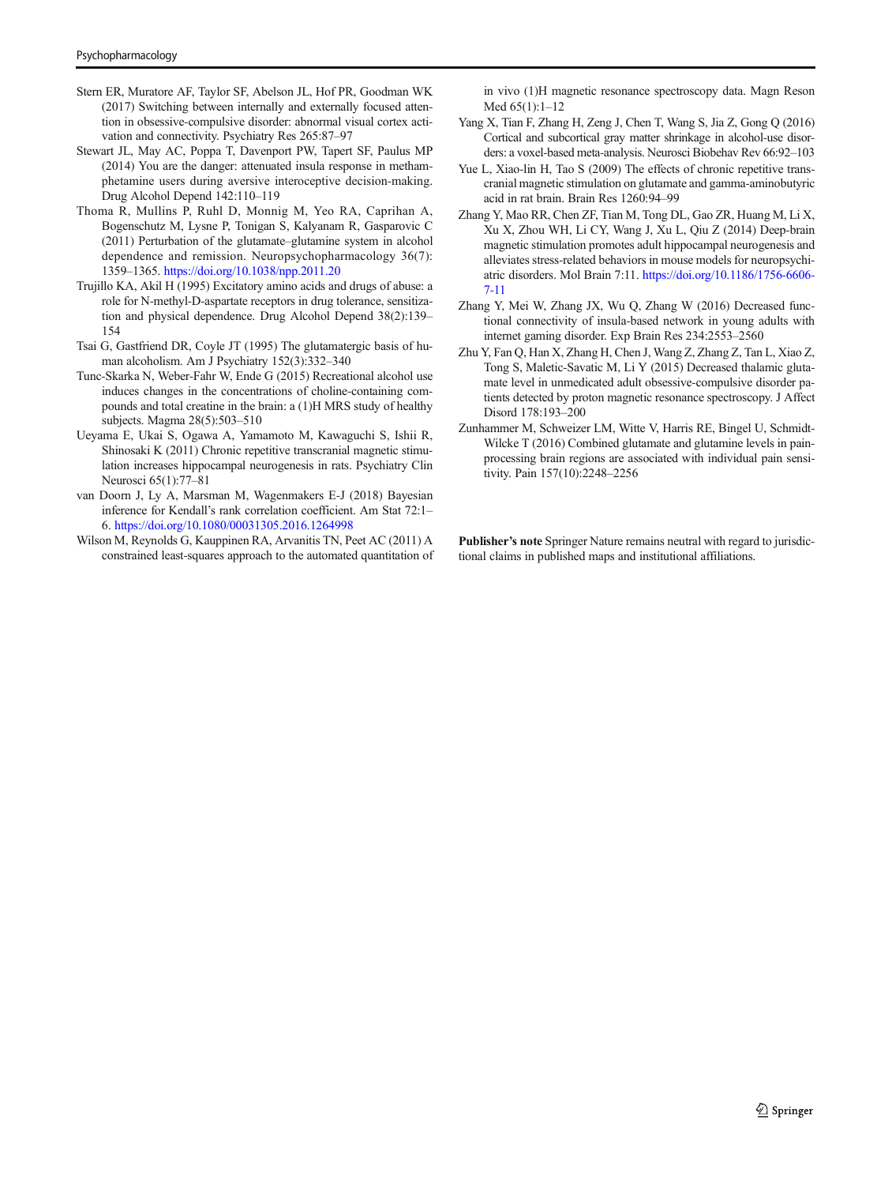Stern ER, Muratore AF, Taylor SF, Abelson JL, Hof PR, Goodman WK (2017) Switching between internally and externally focused attention in obsessive-compulsive disorder: abnormal visual cortex activation and connectivity. Psychiatry Res 265:87–97

Stewart JL, May AC, Poppa T, Davenport PW, Tapert SF, Paulus MP (2014) You are the danger: attenuated insula response in methamphetamine users during aversive interoceptive decision-making. Drug Alcohol Depend 142:110–119

Thoma R, Mullins P, Ruhl D, Monnig M, Yeo RA, Caprihan A, Bogenschutz M, Lysne P, Tonigan S, Kalyanam R, Gasparovic C (2011) Perturbation of the glutamate–glutamine system in alcohol dependence and remission. Neuropsychopharmacology 36(7): 1359–1365. https://doi.org/10.1038/npp.2011.20

Trujillo KA, Akil H (1995) Excitatory amino acids and drugs of abuse: a role for N-methyl-D-aspartate receptors in drug tolerance, sensitization and physical dependence. Drug Alcohol Depend 38(2):139–154

Tsai G, Gastfriend DR, Coyle JT (1995) The glutamatergic basis of human alcoholism. Am J Psychiatry 152(3):332–340

Tunc-Skarka N, Weber-Fahr W, Ende G (2015) Recreational alcohol use induces changes in the concentrations of choline-containing compounds and total creatine in the brain: a (1)H MRS study of healthy subjects. Magma 28(5):503–510

Ueyama E, Ukai S, Ogawa A, Yamamoto M, Kawaguchi S, Ishii R, Shinosaki K (2011) Chronic repetitive transcranial magnetic stimulation increases hippocampal neurogenesis in rats. Psychiatry Clin Neurosci 65(1):77–81

van Doorn J, Ly A, Marsman M, Wagenmakers E-J (2018) Bayesian inference for Kendall's rank correlation coefficient. Am Stat 72:1–6. https://doi.org/10.1080/00031305.2016.1264998

Wilson M, Reynolds G, Kauppinen RA, Arvanitis TN, Peet AC (2011) A constrained least-squares approach to the automated quantitation of in vivo (1)H magnetic resonance spectroscopy data. Magn Reson Med 65(1):1–12

Yang X, Tian F, Zhang H, Zeng J, Chen T, Wang S, Jia Z, Gong Q (2016) Cortical and subcortical gray matter shrinkage in alcohol-use disorders: a voxel-based meta-analysis. Neurosci Biobehav Rev 66:92–103

Yue L, Xiao-lin H, Tao S (2009) The effects of chronic repetitive transcranial magnetic stimulation on glutamate and gamma-aminobutyric acid in rat brain. Brain Res 1260:94–99

Zhang Y, Mao RR, Chen ZF, Tian M, Tong DL, Gao ZR, Huang M, Li X, Xu X, Zhou WH, Li CY, Wang J, Xu L, Qiu Z (2014) Deep-brain magnetic stimulation promotes adult hippocampal neurogenesis and alleviates stress-related behaviors in mouse models for neuropsychiatric disorders. Mol Brain 7:11. https://doi.org/10.1186/1756-6606-7-11

Zhang Y, Mei W, Zhang JX, Wu Q, Zhang W (2016) Decreased functional connectivity of insula-based network in young adults with internet gaming disorder. Exp Brain Res 234:2553–2560

Zhu Y, Fan Q, Han X, Zhang H, Chen J, Wang Z, Zhang Z, Tan L, Xiao Z, Tong S, Maletic-Savatic M, Li Y (2015) Decreased thalamic glutamate level in unmedicated adult obsessive-compulsive disorder patients detected by proton magnetic resonance spectroscopy. J Affect Disord 178:193–200

Zunhammer M, Schweizer LM, Witte V, Harris RE, Bingel U, Schmidt-Wilcke T (2016) Combined glutamate and glutamine levels in pain-processing brain regions are associated with individual pain sensitivity. Pain 157(10):2248–2256

**Publisher's note** Springer Nature remains neutral with regard to jurisdictional claims in published maps and institutional affiliations.